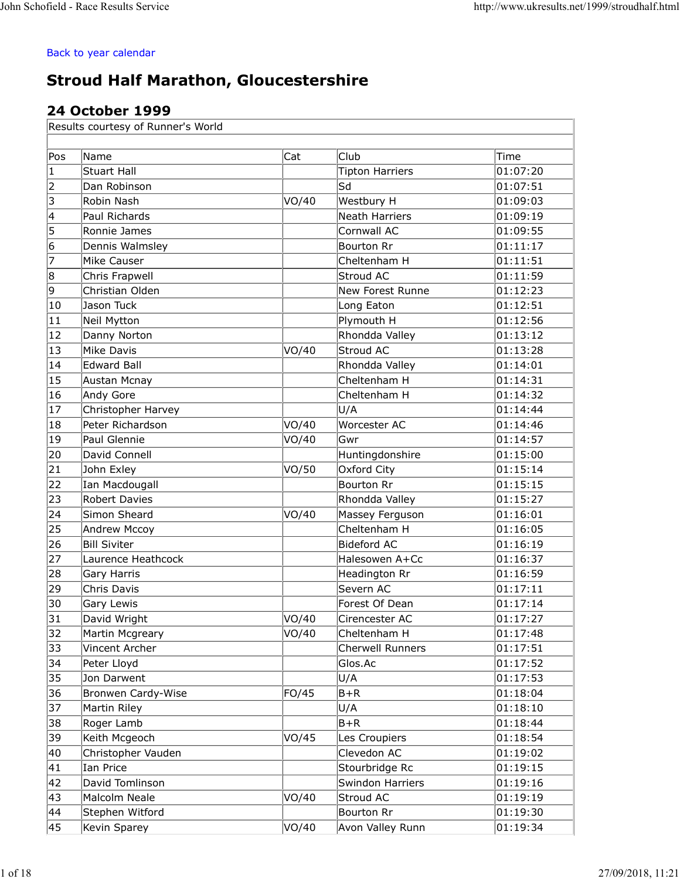Back to year calendar

# Stroud Half Marathon, Gloucestershire

## 24 October 1999

Results courtesy of Runner's World

| Pos | Name | Cat | Club | Time |
|---|---|---|---|---|
| 1 | Stuart Hall | | Tipton Harriers | 01:07:20 |
| 2 | Dan Robinson | | Sd | 01:07:51 |
| 3 | Robin Nash | VO/40 | Westbury H | 01:09:03 |
| 4 | Paul Richards | | Neath Harriers | 01:09:19 |
| 5 | Ronnie James | | Cornwall AC | 01:09:55 |
| 6 | Dennis Walmsley | | Bourton Rr | 01:11:17 |
| 7 | Mike Causer | | Cheltenham H | 01:11:51 |
| 8 | Chris Frapwell | | Stroud AC | 01:11:59 |
| 9 | Christian Olden | | New Forest Runne | 01:12:23 |
| 10 | Jason Tuck | | Long Eaton | 01:12:51 |
| 11 | Neil Mytton | | Plymouth H | 01:12:56 |
| 12 | Danny Norton | | Rhondda Valley | 01:13:12 |
| 13 | Mike Davis | VO/40 | Stroud AC | 01:13:28 |
| 14 | Edward Ball | | Rhondda Valley | 01:14:01 |
| 15 | Austan Mcnay | | Cheltenham H | 01:14:31 |
| 16 | Andy Gore | | Cheltenham H | 01:14:32 |
| 17 | Christopher Harvey | | U/A | 01:14:44 |
| 18 | Peter Richardson | VO/40 | Worcester AC | 01:14:46 |
| 19 | Paul Glennie | VO/40 | Gwr | 01:14:57 |
| 20 | David Connell | | Huntingdonshire | 01:15:00 |
| 21 | John Exley | VO/50 | Oxford City | 01:15:14 |
| 22 | Ian Macdougall | | Bourton Rr | 01:15:15 |
| 23 | Robert Davies | | Rhondda Valley | 01:15:27 |
| 24 | Simon Sheard | VO/40 | Massey Ferguson | 01:16:01 |
| 25 | Andrew Mccoy | | Cheltenham H | 01:16:05 |
| 26 | Bill Siviter | | Bideford AC | 01:16:19 |
| 27 | Laurence Heathcock | | Halesowen A+Cc | 01:16:37 |
| 28 | Gary Harris | | Headington Rr | 01:16:59 |
| 29 | Chris Davis | | Severn AC | 01:17:11 |
| 30 | Gary Lewis | | Forest Of Dean | 01:17:14 |
| 31 | David Wright | VO/40 | Cirencester AC | 01:17:27 |
| 32 | Martin Mcgreary | VO/40 | Cheltenham H | 01:17:48 |
| 33 | Vincent Archer | | Cherwell Runners | 01:17:51 |
| 34 | Peter Lloyd | | Glos.Ac | 01:17:52 |
| 35 | Jon Darwent | | U/A | 01:17:53 |
| 36 | Bronwen Cardy-Wise | FO/45 | B+R | 01:18:04 |
| 37 | Martin Riley | | U/A | 01:18:10 |
| 38 | Roger Lamb | | B+R | 01:18:44 |
| 39 | Keith Mcgeoch | VO/45 | Les Croupiers | 01:18:54 |
| 40 | Christopher Vauden | | Clevedon AC | 01:19:02 |
| 41 | Ian Price | | Stourbridge Rc | 01:19:15 |
| 42 | David Tomlinson | | Swindon Harriers | 01:19:16 |
| 43 | Malcolm Neale | VO/40 | Stroud AC | 01:19:19 |
| 44 | Stephen Witford | | Bourton Rr | 01:19:30 |
| 45 | Kevin Sparey | VO/40 | Avon Valley Runn | 01:19:34 |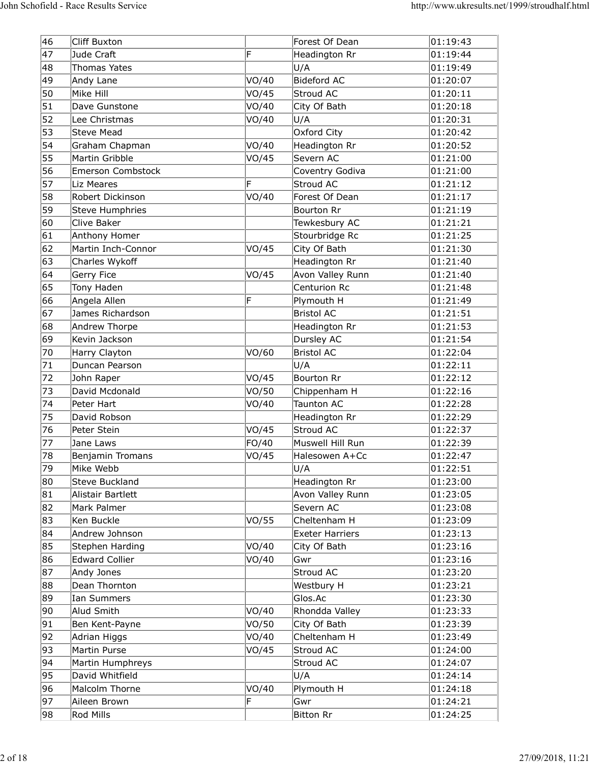| | | | | |
|---|---|---|---|---|
| 46 | Cliff Buxton | | Forest Of Dean | 01:19:43 |
| 47 | Jude Craft | F | Headington Rr | 01:19:44 |
| 48 | Thomas Yates | | U/A | 01:19:49 |
| 49 | Andy Lane | VO/40 | Bideford AC | 01:20:07 |
| 50 | Mike Hill | VO/45 | Stroud AC | 01:20:11 |
| 51 | Dave Gunstone | VO/40 | City Of Bath | 01:20:18 |
| 52 | Lee Christmas | VO/40 | U/A | 01:20:31 |
| 53 | Steve Mead | | Oxford City | 01:20:42 |
| 54 | Graham Chapman | VO/40 | Headington Rr | 01:20:52 |
| 55 | Martin Gribble | VO/45 | Severn AC | 01:21:00 |
| 56 | Emerson Combstock | | Coventry Godiva | 01:21:00 |
| 57 | Liz Meares | F | Stroud AC | 01:21:12 |
| 58 | Robert Dickinson | VO/40 | Forest Of Dean | 01:21:17 |
| 59 | Steve Humphries | | Bourton Rr | 01:21:19 |
| 60 | Clive Baker | | Tewkesbury AC | 01:21:21 |
| 61 | Anthony Homer | | Stourbridge Rc | 01:21:25 |
| 62 | Martin Inch-Connor | VO/45 | City Of Bath | 01:21:30 |
| 63 | Charles Wykoff | | Headington Rr | 01:21:40 |
| 64 | Gerry Fice | VO/45 | Avon Valley Runn | 01:21:40 |
| 65 | Tony Haden | | Centurion Rc | 01:21:48 |
| 66 | Angela Allen | F | Plymouth H | 01:21:49 |
| 67 | James Richardson | | Bristol AC | 01:21:51 |
| 68 | Andrew Thorpe | | Headington Rr | 01:21:53 |
| 69 | Kevin Jackson | | Dursley AC | 01:21:54 |
| 70 | Harry Clayton | VO/60 | Bristol AC | 01:22:04 |
| 71 | Duncan Pearson | | U/A | 01:22:11 |
| 72 | John Raper | VO/45 | Bourton Rr | 01:22:12 |
| 73 | David Mcdonald | VO/50 | Chippenham H | 01:22:16 |
| 74 | Peter Hart | VO/40 | Taunton AC | 01:22:28 |
| 75 | David Robson | | Headington Rr | 01:22:29 |
| 76 | Peter Stein | VO/45 | Stroud AC | 01:22:37 |
| 77 | Jane Laws | FO/40 | Muswell Hill Run | 01:22:39 |
| 78 | Benjamin Tromans | VO/45 | Halesowen A+Cc | 01:22:47 |
| 79 | Mike Webb | | U/A | 01:22:51 |
| 80 | Steve Buckland | | Headington Rr | 01:23:00 |
| 81 | Alistair Bartlett | | Avon Valley Runn | 01:23:05 |
| 82 | Mark Palmer | | Severn AC | 01:23:08 |
| 83 | Ken Buckle | VO/55 | Cheltenham H | 01:23:09 |
| 84 | Andrew Johnson | | Exeter Harriers | 01:23:13 |
| 85 | Stephen Harding | VO/40 | City Of Bath | 01:23:16 |
| 86 | Edward Collier | VO/40 | Gwr | 01:23:16 |
| 87 | Andy Jones | | Stroud AC | 01:23:20 |
| 88 | Dean Thornton | | Westbury H | 01:23:21 |
| 89 | Ian Summers | | Glos.Ac | 01:23:30 |
| 90 | Alud Smith | VO/40 | Rhondda Valley | 01:23:33 |
| 91 | Ben Kent-Payne | VO/50 | City Of Bath | 01:23:39 |
| 92 | Adrian Higgs | VO/40 | Cheltenham H | 01:23:49 |
| 93 | Martin Purse | VO/45 | Stroud AC | 01:24:00 |
| 94 | Martin Humphreys | | Stroud AC | 01:24:07 |
| 95 | David Whitfield | | U/A | 01:24:14 |
| 96 | Malcolm Thorne | VO/40 | Plymouth H | 01:24:18 |
| 97 | Aileen Brown | F | Gwr | 01:24:21 |
| 98 | Rod Mills | | Bitton Rr | 01:24:25 |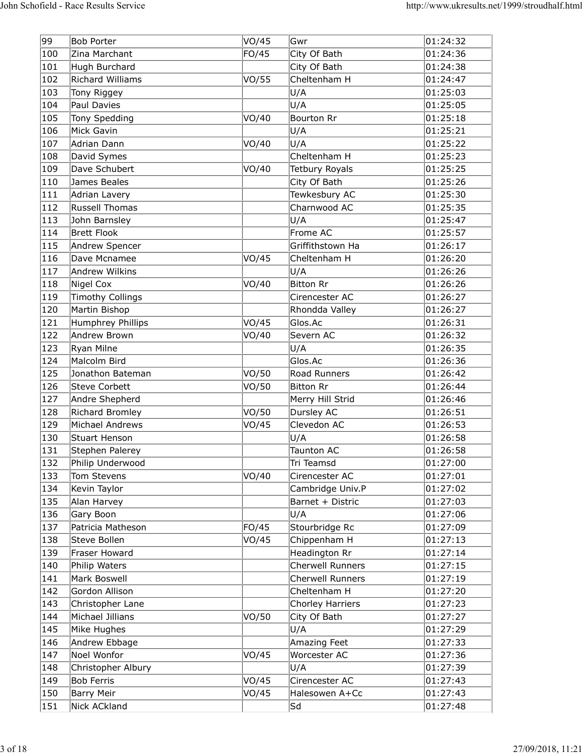| 99 | Bob Porter | VO/45 | Gwr | 01:24:32 |
|---|---|---|---|---|
| 100 | Zina Marchant | FO/45 | City Of Bath | 01:24:36 |
| 101 | Hugh Burchard | | City Of Bath | 01:24:38 |
| 102 | Richard Williams | VO/55 | Cheltenham H | 01:24:47 |
| 103 | Tony Riggey | | U/A | 01:25:03 |
| 104 | Paul Davies | | U/A | 01:25:05 |
| 105 | Tony Spedding | VO/40 | Bourton Rr | 01:25:18 |
| 106 | Mick Gavin | | U/A | 01:25:21 |
| 107 | Adrian Dann | VO/40 | U/A | 01:25:22 |
| 108 | David Symes | | Cheltenham H | 01:25:23 |
| 109 | Dave Schubert | VO/40 | Tetbury Royals | 01:25:25 |
| 110 | James Beales | | City Of Bath | 01:25:26 |
| 111 | Adrian Lavery | | Tewkesbury AC | 01:25:30 |
| 112 | Russell Thomas | | Charnwood AC | 01:25:35 |
| 113 | John Barnsley | | U/A | 01:25:47 |
| 114 | Brett Flook | | Frome AC | 01:25:57 |
| 115 | Andrew Spencer | | Griffithstown Ha | 01:26:17 |
| 116 | Dave Mcnamee | VO/45 | Cheltenham H | 01:26:20 |
| 117 | Andrew Wilkins | | U/A | 01:26:26 |
| 118 | Nigel Cox | VO/40 | Bitton Rr | 01:26:26 |
| 119 | Timothy Collings | | Cirencester AC | 01:26:27 |
| 120 | Martin Bishop | | Rhondda Valley | 01:26:27 |
| 121 | Humphrey Phillips | VO/45 | Glos.Ac | 01:26:31 |
| 122 | Andrew Brown | VO/40 | Severn AC | 01:26:32 |
| 123 | Ryan Milne | | U/A | 01:26:35 |
| 124 | Malcolm Bird | | Glos.Ac | 01:26:36 |
| 125 | Jonathon Bateman | VO/50 | Road Runners | 01:26:42 |
| 126 | Steve Corbett | VO/50 | Bitton Rr | 01:26:44 |
| 127 | Andre Shepherd | | Merry Hill Strid | 01:26:46 |
| 128 | Richard Bromley | VO/50 | Dursley AC | 01:26:51 |
| 129 | Michael Andrews | VO/45 | Clevedon AC | 01:26:53 |
| 130 | Stuart Henson | | U/A | 01:26:58 |
| 131 | Stephen Palerey | | Taunton AC | 01:26:58 |
| 132 | Philip Underwood | | Tri Teamsd | 01:27:00 |
| 133 | Tom Stevens | VO/40 | Cirencester AC | 01:27:01 |
| 134 | Kevin Taylor | | Cambridge Univ.P | 01:27:02 |
| 135 | Alan Harvey | | Barnet + Distric | 01:27:03 |
| 136 | Gary Boon | | U/A | 01:27:06 |
| 137 | Patricia Matheson | FO/45 | Stourbridge Rc | 01:27:09 |
| 138 | Steve Bollen | VO/45 | Chippenham H | 01:27:13 |
| 139 | Fraser Howard | | Headington Rr | 01:27:14 |
| 140 | Philip Waters | | Cherwell Runners | 01:27:15 |
| 141 | Mark Boswell | | Cherwell Runners | 01:27:19 |
| 142 | Gordon Allison | | Cheltenham H | 01:27:20 |
| 143 | Christopher Lane | | Chorley Harriers | 01:27:23 |
| 144 | Michael Jillians | VO/50 | City Of Bath | 01:27:27 |
| 145 | Mike Hughes | | U/A | 01:27:29 |
| 146 | Andrew Ebbage | | Amazing Feet | 01:27:33 |
| 147 | Noel Wonfor | VO/45 | Worcester AC | 01:27:36 |
| 148 | Christopher Albury | | U/A | 01:27:39 |
| 149 | Bob Ferris | VO/45 | Cirencester AC | 01:27:43 |
| 150 | Barry Meir | VO/45 | Halesowen A+Cc | 01:27:43 |
| 151 | Nick ACkland | | Sd | 01:27:48 |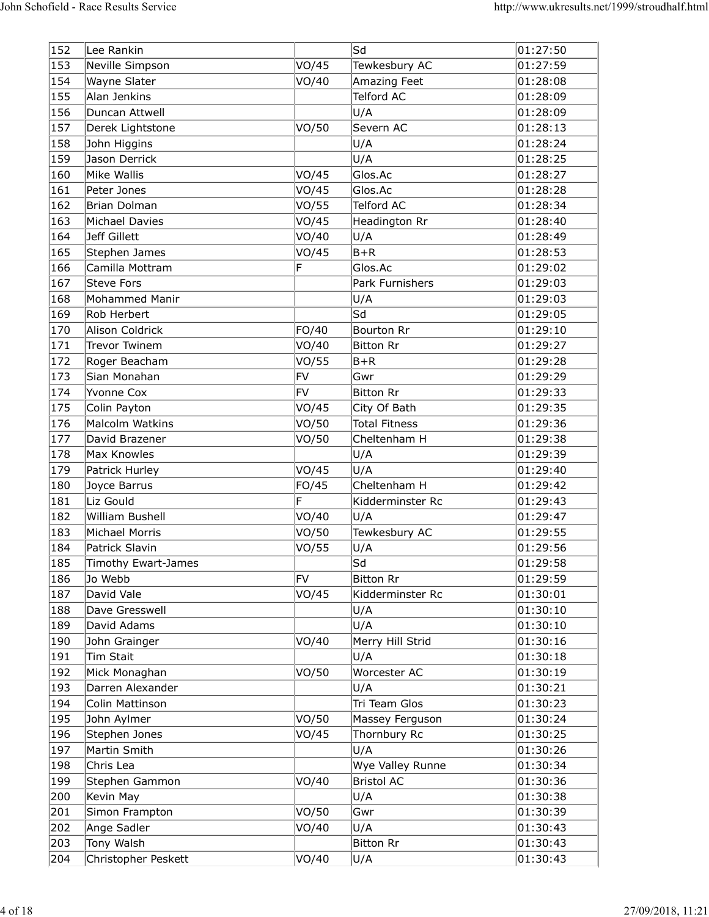| | | | | |
|---|---|---|---|---|
| 152 | Lee Rankin | | Sd | 01:27:50 |
| 153 | Neville Simpson | VO/45 | Tewkesbury AC | 01:27:59 |
| 154 | Wayne Slater | VO/40 | Amazing Feet | 01:28:08 |
| 155 | Alan Jenkins | | Telford AC | 01:28:09 |
| 156 | Duncan Attwell | | U/A | 01:28:09 |
| 157 | Derek Lightstone | VO/50 | Severn AC | 01:28:13 |
| 158 | John Higgins | | U/A | 01:28:24 |
| 159 | Jason Derrick | | U/A | 01:28:25 |
| 160 | Mike Wallis | VO/45 | Glos.Ac | 01:28:27 |
| 161 | Peter Jones | VO/45 | Glos.Ac | 01:28:28 |
| 162 | Brian Dolman | VO/55 | Telford AC | 01:28:34 |
| 163 | Michael Davies | VO/45 | Headington Rr | 01:28:40 |
| 164 | Jeff Gillett | VO/40 | U/A | 01:28:49 |
| 165 | Stephen James | VO/45 | B+R | 01:28:53 |
| 166 | Camilla Mottram | F | Glos.Ac | 01:29:02 |
| 167 | Steve Fors | | Park Furnishers | 01:29:03 |
| 168 | Mohammed Manir | | U/A | 01:29:03 |
| 169 | Rob Herbert | | Sd | 01:29:05 |
| 170 | Alison Coldrick | FO/40 | Bourton Rr | 01:29:10 |
| 171 | Trevor Twinem | VO/40 | Bitton Rr | 01:29:27 |
| 172 | Roger Beacham | VO/55 | B+R | 01:29:28 |
| 173 | Sian Monahan | FV | Gwr | 01:29:29 |
| 174 | Yvonne Cox | FV | Bitton Rr | 01:29:33 |
| 175 | Colin Payton | VO/45 | City Of Bath | 01:29:35 |
| 176 | Malcolm Watkins | VO/50 | Total Fitness | 01:29:36 |
| 177 | David Brazener | VO/50 | Cheltenham H | 01:29:38 |
| 178 | Max Knowles | | U/A | 01:29:39 |
| 179 | Patrick Hurley | VO/45 | U/A | 01:29:40 |
| 180 | Joyce Barrus | FO/45 | Cheltenham H | 01:29:42 |
| 181 | Liz Gould | F | Kidderminster Rc | 01:29:43 |
| 182 | William Bushell | VO/40 | U/A | 01:29:47 |
| 183 | Michael Morris | VO/50 | Tewkesbury AC | 01:29:55 |
| 184 | Patrick Slavin | VO/55 | U/A | 01:29:56 |
| 185 | Timothy Ewart-James | | Sd | 01:29:58 |
| 186 | Jo Webb | FV | Bitton Rr | 01:29:59 |
| 187 | David Vale | VO/45 | Kidderminster Rc | 01:30:01 |
| 188 | Dave Gresswell | | U/A | 01:30:10 |
| 189 | David Adams | | U/A | 01:30:10 |
| 190 | John Grainger | VO/40 | Merry Hill Strid | 01:30:16 |
| 191 | Tim Stait | | U/A | 01:30:18 |
| 192 | Mick Monaghan | VO/50 | Worcester AC | 01:30:19 |
| 193 | Darren Alexander | | U/A | 01:30:21 |
| 194 | Colin Mattinson | | Tri Team Glos | 01:30:23 |
| 195 | John Aylmer | VO/50 | Massey Ferguson | 01:30:24 |
| 196 | Stephen Jones | VO/45 | Thornbury Rc | 01:30:25 |
| 197 | Martin Smith | | U/A | 01:30:26 |
| 198 | Chris Lea | | Wye Valley Runne | 01:30:34 |
| 199 | Stephen Gammon | VO/40 | Bristol AC | 01:30:36 |
| 200 | Kevin May | | U/A | 01:30:38 |
| 201 | Simon Frampton | VO/50 | Gwr | 01:30:39 |
| 202 | Ange Sadler | VO/40 | U/A | 01:30:43 |
| 203 | Tony Walsh | | Bitton Rr | 01:30:43 |
| 204 | Christopher Peskett | VO/40 | U/A | 01:30:43 |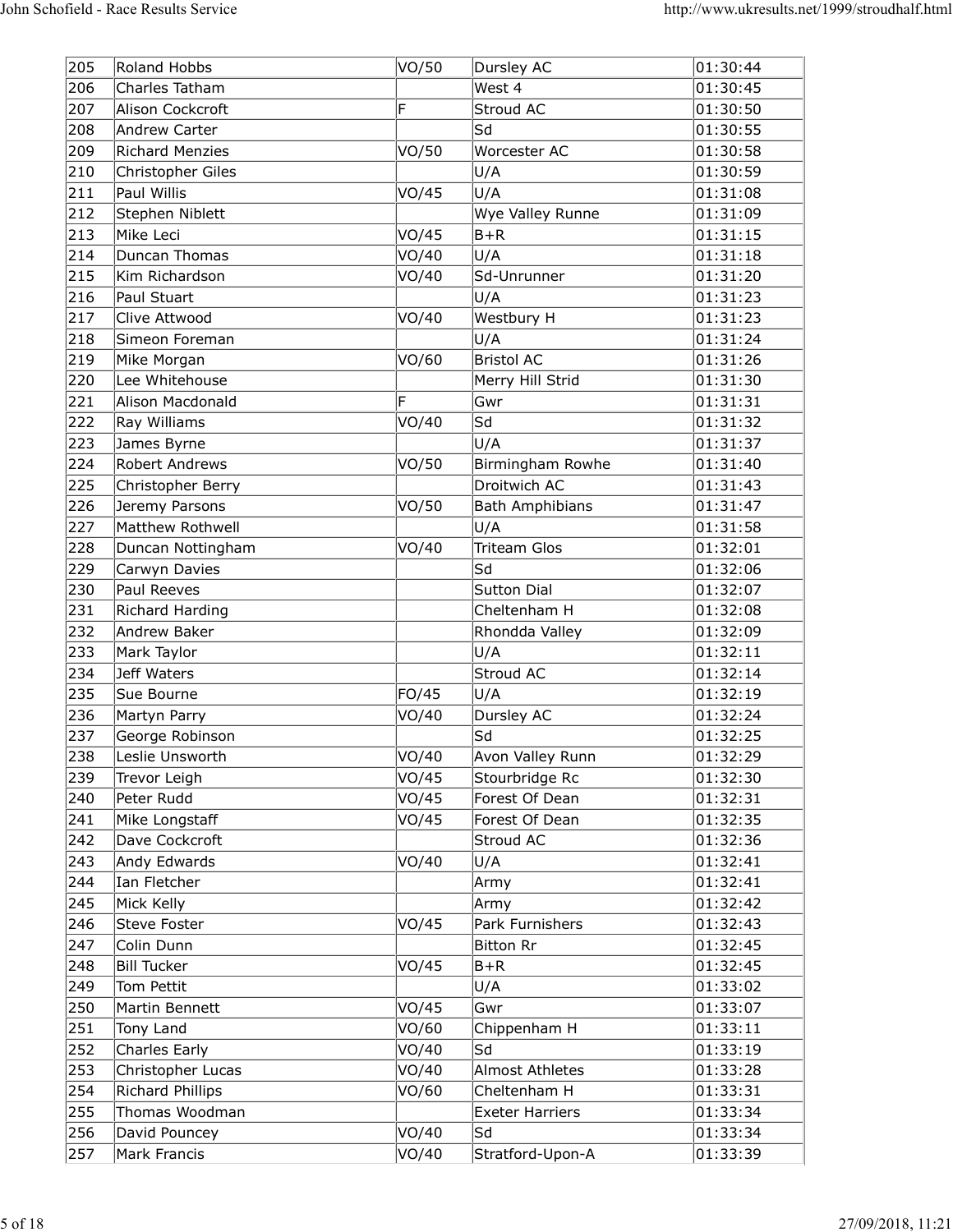| | | | | |
|---|---|---|---|---|
| 205 | Roland Hobbs | VO/50 | Dursley AC | 01:30:44 |
| 206 | Charles Tatham | | West 4 | 01:30:45 |
| 207 | Alison Cockcroft | F | Stroud AC | 01:30:50 |
| 208 | Andrew Carter | | Sd | 01:30:55 |
| 209 | Richard Menzies | VO/50 | Worcester AC | 01:30:58 |
| 210 | Christopher Giles | | U/A | 01:30:59 |
| 211 | Paul Willis | VO/45 | U/A | 01:31:08 |
| 212 | Stephen Niblett | | Wye Valley Runne | 01:31:09 |
| 213 | Mike Leci | VO/45 | B+R | 01:31:15 |
| 214 | Duncan Thomas | VO/40 | U/A | 01:31:18 |
| 215 | Kim Richardson | VO/40 | Sd-Unrunner | 01:31:20 |
| 216 | Paul Stuart | | U/A | 01:31:23 |
| 217 | Clive Attwood | VO/40 | Westbury H | 01:31:23 |
| 218 | Simeon Foreman | | U/A | 01:31:24 |
| 219 | Mike Morgan | VO/60 | Bristol AC | 01:31:26 |
| 220 | Lee Whitehouse | | Merry Hill Strid | 01:31:30 |
| 221 | Alison Macdonald | F | Gwr | 01:31:31 |
| 222 | Ray Williams | VO/40 | Sd | 01:31:32 |
| 223 | James Byrne | | U/A | 01:31:37 |
| 224 | Robert Andrews | VO/50 | Birmingham Rowhe | 01:31:40 |
| 225 | Christopher Berry | | Droitwich AC | 01:31:43 |
| 226 | Jeremy Parsons | VO/50 | Bath Amphibians | 01:31:47 |
| 227 | Matthew Rothwell | | U/A | 01:31:58 |
| 228 | Duncan Nottingham | VO/40 | Triteam Glos | 01:32:01 |
| 229 | Carwyn Davies | | Sd | 01:32:06 |
| 230 | Paul Reeves | | Sutton Dial | 01:32:07 |
| 231 | Richard Harding | | Cheltenham H | 01:32:08 |
| 232 | Andrew Baker | | Rhondda Valley | 01:32:09 |
| 233 | Mark Taylor | | U/A | 01:32:11 |
| 234 | Jeff Waters | | Stroud AC | 01:32:14 |
| 235 | Sue Bourne | FO/45 | U/A | 01:32:19 |
| 236 | Martyn Parry | VO/40 | Dursley AC | 01:32:24 |
| 237 | George Robinson | | Sd | 01:32:25 |
| 238 | Leslie Unsworth | VO/40 | Avon Valley Runn | 01:32:29 |
| 239 | Trevor Leigh | VO/45 | Stourbridge Rc | 01:32:30 |
| 240 | Peter Rudd | VO/45 | Forest Of Dean | 01:32:31 |
| 241 | Mike Longstaff | VO/45 | Forest Of Dean | 01:32:35 |
| 242 | Dave Cockcroft | | Stroud AC | 01:32:36 |
| 243 | Andy Edwards | VO/40 | U/A | 01:32:41 |
| 244 | Ian Fletcher | | Army | 01:32:41 |
| 245 | Mick Kelly | | Army | 01:32:42 |
| 246 | Steve Foster | VO/45 | Park Furnishers | 01:32:43 |
| 247 | Colin Dunn | | Bitton Rr | 01:32:45 |
| 248 | Bill Tucker | VO/45 | B+R | 01:32:45 |
| 249 | Tom Pettit | | U/A | 01:33:02 |
| 250 | Martin Bennett | VO/45 | Gwr | 01:33:07 |
| 251 | Tony Land | VO/60 | Chippenham H | 01:33:11 |
| 252 | Charles Early | VO/40 | Sd | 01:33:19 |
| 253 | Christopher Lucas | VO/40 | Almost Athletes | 01:33:28 |
| 254 | Richard Phillips | VO/60 | Cheltenham H | 01:33:31 |
| 255 | Thomas Woodman | | Exeter Harriers | 01:33:34 |
| 256 | David Pouncey | VO/40 | Sd | 01:33:34 |
| 257 | Mark Francis | VO/40 | Stratford-Upon-A | 01:33:39 |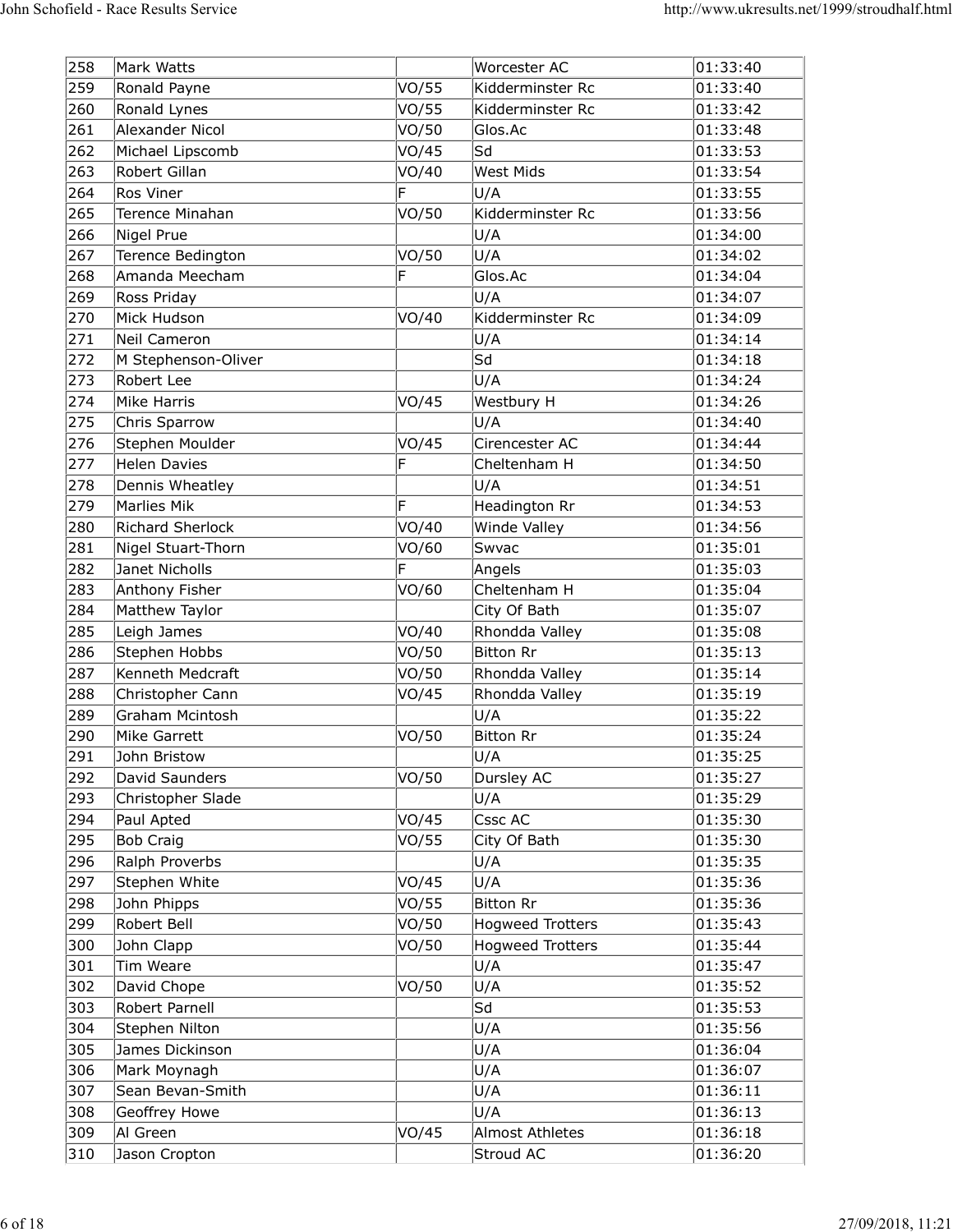| | | | | |
|---|---|---|---|---|
| 258 | Mark Watts | | Worcester AC | 01:33:40 |
| 259 | Ronald Payne | VO/55 | Kidderminster Rc | 01:33:40 |
| 260 | Ronald Lynes | VO/55 | Kidderminster Rc | 01:33:42 |
| 261 | Alexander Nicol | VO/50 | Glos.Ac | 01:33:48 |
| 262 | Michael Lipscomb | VO/45 | Sd | 01:33:53 |
| 263 | Robert Gillan | VO/40 | West Mids | 01:33:54 |
| 264 | Ros Viner | F | U/A | 01:33:55 |
| 265 | Terence Minahan | VO/50 | Kidderminster Rc | 01:33:56 |
| 266 | Nigel Prue | | U/A | 01:34:00 |
| 267 | Terence Bedington | VO/50 | U/A | 01:34:02 |
| 268 | Amanda Meecham | F | Glos.Ac | 01:34:04 |
| 269 | Ross Priday | | U/A | 01:34:07 |
| 270 | Mick Hudson | VO/40 | Kidderminster Rc | 01:34:09 |
| 271 | Neil Cameron | | U/A | 01:34:14 |
| 272 | M Stephenson-Oliver | | Sd | 01:34:18 |
| 273 | Robert Lee | | U/A | 01:34:24 |
| 274 | Mike Harris | VO/45 | Westbury H | 01:34:26 |
| 275 | Chris Sparrow | | U/A | 01:34:40 |
| 276 | Stephen Moulder | VO/45 | Cirencester AC | 01:34:44 |
| 277 | Helen Davies | F | Cheltenham H | 01:34:50 |
| 278 | Dennis Wheatley | | U/A | 01:34:51 |
| 279 | Marlies Mik | F | Headington Rr | 01:34:53 |
| 280 | Richard Sherlock | VO/40 | Winde Valley | 01:34:56 |
| 281 | Nigel Stuart-Thorn | VO/60 | Swvac | 01:35:01 |
| 282 | Janet Nicholls | F | Angels | 01:35:03 |
| 283 | Anthony Fisher | VO/60 | Cheltenham H | 01:35:04 |
| 284 | Matthew Taylor | | City Of Bath | 01:35:07 |
| 285 | Leigh James | VO/40 | Rhondda Valley | 01:35:08 |
| 286 | Stephen Hobbs | VO/50 | Bitton Rr | 01:35:13 |
| 287 | Kenneth Medcraft | VO/50 | Rhondda Valley | 01:35:14 |
| 288 | Christopher Cann | VO/45 | Rhondda Valley | 01:35:19 |
| 289 | Graham Mcintosh | | U/A | 01:35:22 |
| 290 | Mike Garrett | VO/50 | Bitton Rr | 01:35:24 |
| 291 | John Bristow | | U/A | 01:35:25 |
| 292 | David Saunders | VO/50 | Dursley AC | 01:35:27 |
| 293 | Christopher Slade | | U/A | 01:35:29 |
| 294 | Paul Apted | VO/45 | Cssc AC | 01:35:30 |
| 295 | Bob Craig | VO/55 | City Of Bath | 01:35:30 |
| 296 | Ralph Proverbs | | U/A | 01:35:35 |
| 297 | Stephen White | VO/45 | U/A | 01:35:36 |
| 298 | John Phipps | VO/55 | Bitton Rr | 01:35:36 |
| 299 | Robert Bell | VO/50 | Hogweed Trotters | 01:35:43 |
| 300 | John Clapp | VO/50 | Hogweed Trotters | 01:35:44 |
| 301 | Tim Weare | | U/A | 01:35:47 |
| 302 | David Chope | VO/50 | U/A | 01:35:52 |
| 303 | Robert Parnell | | Sd | 01:35:53 |
| 304 | Stephen Nilton | | U/A | 01:35:56 |
| 305 | James Dickinson | | U/A | 01:36:04 |
| 306 | Mark Moynagh | | U/A | 01:36:07 |
| 307 | Sean Bevan-Smith | | U/A | 01:36:11 |
| 308 | Geoffrey Howe | | U/A | 01:36:13 |
| 309 | Al Green | VO/45 | Almost Athletes | 01:36:18 |
| 310 | Jason Cropton | | Stroud AC | 01:36:20 |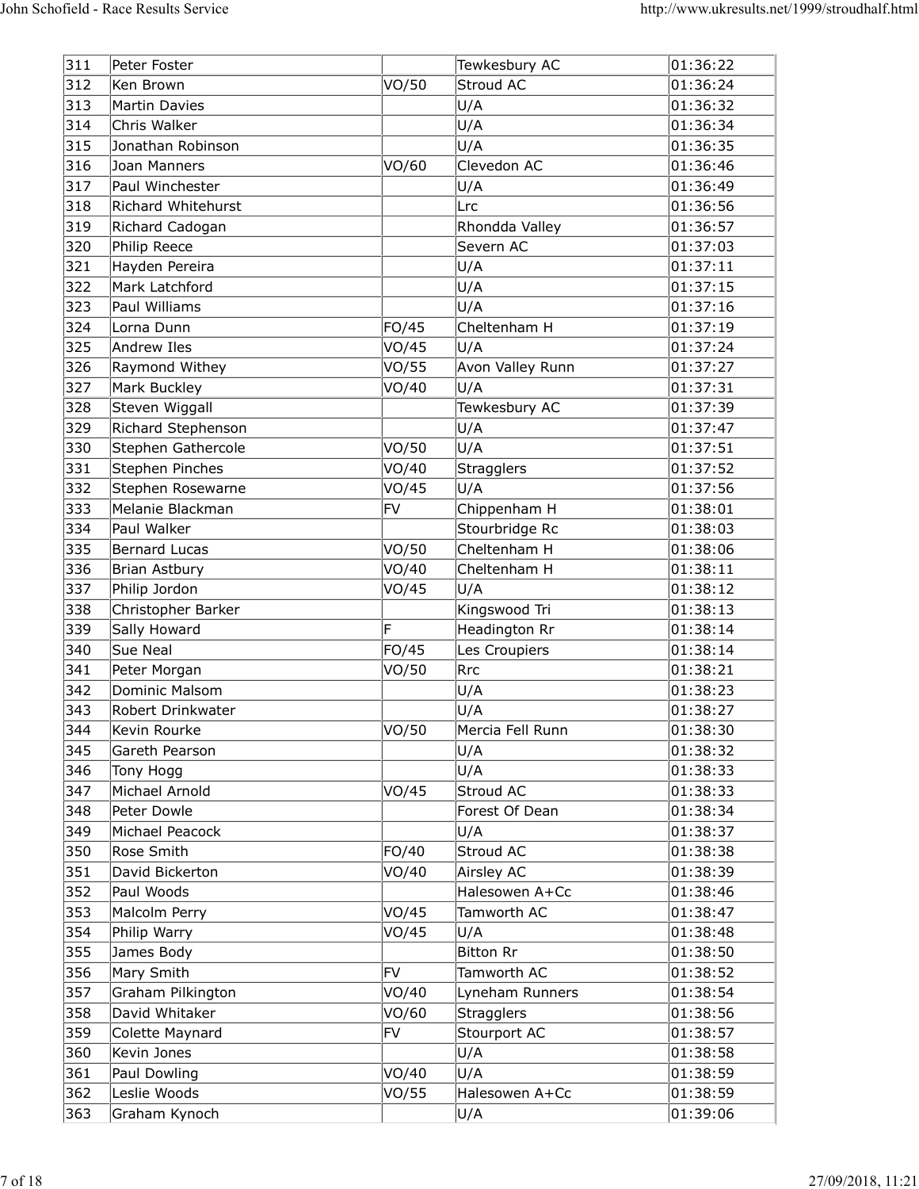| | | | | |
|---|---|---|---|---|
| 311 | Peter Foster | | Tewkesbury AC | 01:36:22 |
| 312 | Ken Brown | VO/50 | Stroud AC | 01:36:24 |
| 313 | Martin Davies | | U/A | 01:36:32 |
| 314 | Chris Walker | | U/A | 01:36:34 |
| 315 | Jonathan Robinson | | U/A | 01:36:35 |
| 316 | Joan Manners | VO/60 | Clevedon AC | 01:36:46 |
| 317 | Paul Winchester | | U/A | 01:36:49 |
| 318 | Richard Whitehurst | | Lrc | 01:36:56 |
| 319 | Richard Cadogan | | Rhondda Valley | 01:36:57 |
| 320 | Philip Reece | | Severn AC | 01:37:03 |
| 321 | Hayden Pereira | | U/A | 01:37:11 |
| 322 | Mark Latchford | | U/A | 01:37:15 |
| 323 | Paul Williams | | U/A | 01:37:16 |
| 324 | Lorna Dunn | FO/45 | Cheltenham H | 01:37:19 |
| 325 | Andrew Iles | VO/45 | U/A | 01:37:24 |
| 326 | Raymond Withey | VO/55 | Avon Valley Runn | 01:37:27 |
| 327 | Mark Buckley | VO/40 | U/A | 01:37:31 |
| 328 | Steven Wiggall | | Tewkesbury AC | 01:37:39 |
| 329 | Richard Stephenson | | U/A | 01:37:47 |
| 330 | Stephen Gathercole | VO/50 | U/A | 01:37:51 |
| 331 | Stephen Pinches | VO/40 | Stragglers | 01:37:52 |
| 332 | Stephen Rosewarne | VO/45 | U/A | 01:37:56 |
| 333 | Melanie Blackman | FV | Chippenham H | 01:38:01 |
| 334 | Paul Walker | | Stourbridge Rc | 01:38:03 |
| 335 | Bernard Lucas | VO/50 | Cheltenham H | 01:38:06 |
| 336 | Brian Astbury | VO/40 | Cheltenham H | 01:38:11 |
| 337 | Philip Jordon | VO/45 | U/A | 01:38:12 |
| 338 | Christopher Barker | | Kingswood Tri | 01:38:13 |
| 339 | Sally Howard | F | Headington Rr | 01:38:14 |
| 340 | Sue Neal | FO/45 | Les Croupiers | 01:38:14 |
| 341 | Peter Morgan | VO/50 | Rrc | 01:38:21 |
| 342 | Dominic Malsom | | U/A | 01:38:23 |
| 343 | Robert Drinkwater | | U/A | 01:38:27 |
| 344 | Kevin Rourke | VO/50 | Mercia Fell Runn | 01:38:30 |
| 345 | Gareth Pearson | | U/A | 01:38:32 |
| 346 | Tony Hogg | | U/A | 01:38:33 |
| 347 | Michael Arnold | VO/45 | Stroud AC | 01:38:33 |
| 348 | Peter Dowle | | Forest Of Dean | 01:38:34 |
| 349 | Michael Peacock | | U/A | 01:38:37 |
| 350 | Rose Smith | FO/40 | Stroud AC | 01:38:38 |
| 351 | David Bickerton | VO/40 | Airsley AC | 01:38:39 |
| 352 | Paul Woods | | Halesowen A+Cc | 01:38:46 |
| 353 | Malcolm Perry | VO/45 | Tamworth AC | 01:38:47 |
| 354 | Philip Warry | VO/45 | U/A | 01:38:48 |
| 355 | James Body | | Bitton Rr | 01:38:50 |
| 356 | Mary Smith | FV | Tamworth AC | 01:38:52 |
| 357 | Graham Pilkington | VO/40 | Lyneham Runners | 01:38:54 |
| 358 | David Whitaker | VO/60 | Stragglers | 01:38:56 |
| 359 | Colette Maynard | FV | Stourport AC | 01:38:57 |
| 360 | Kevin Jones | | U/A | 01:38:58 |
| 361 | Paul Dowling | VO/40 | U/A | 01:38:59 |
| 362 | Leslie Woods | VO/55 | Halesowen A+Cc | 01:38:59 |
| 363 | Graham Kynoch | | U/A | 01:39:06 |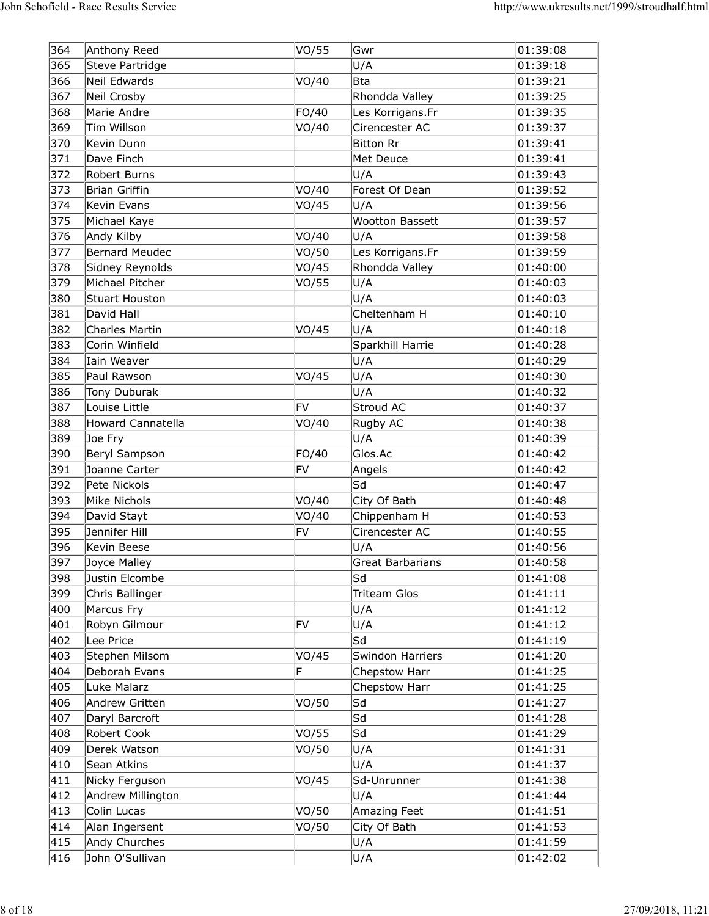| | | | | |
|---|---|---|---|---|
| 364 | Anthony Reed | VO/55 | Gwr | 01:39:08 |
| 365 | Steve Partridge | | U/A | 01:39:18 |
| 366 | Neil Edwards | VO/40 | Bta | 01:39:21 |
| 367 | Neil Crosby | | Rhondda Valley | 01:39:25 |
| 368 | Marie Andre | FO/40 | Les Korrigans.Fr | 01:39:35 |
| 369 | Tim Willson | VO/40 | Cirencester AC | 01:39:37 |
| 370 | Kevin Dunn | | Bitton Rr | 01:39:41 |
| 371 | Dave Finch | | Met Deuce | 01:39:41 |
| 372 | Robert Burns | | U/A | 01:39:43 |
| 373 | Brian Griffin | VO/40 | Forest Of Dean | 01:39:52 |
| 374 | Kevin Evans | VO/45 | U/A | 01:39:56 |
| 375 | Michael Kaye | | Wootton Bassett | 01:39:57 |
| 376 | Andy Kilby | VO/40 | U/A | 01:39:58 |
| 377 | Bernard Meudec | VO/50 | Les Korrigans.Fr | 01:39:59 |
| 378 | Sidney Reynolds | VO/45 | Rhondda Valley | 01:40:00 |
| 379 | Michael Pitcher | VO/55 | U/A | 01:40:03 |
| 380 | Stuart Houston | | U/A | 01:40:03 |
| 381 | David Hall | | Cheltenham H | 01:40:10 |
| 382 | Charles Martin | VO/45 | U/A | 01:40:18 |
| 383 | Corin Winfield | | Sparkhill Harrie | 01:40:28 |
| 384 | Iain Weaver | | U/A | 01:40:29 |
| 385 | Paul Rawson | VO/45 | U/A | 01:40:30 |
| 386 | Tony Duburak | | U/A | 01:40:32 |
| 387 | Louise Little | FV | Stroud AC | 01:40:37 |
| 388 | Howard Cannatella | VO/40 | Rugby AC | 01:40:38 |
| 389 | Joe Fry | | U/A | 01:40:39 |
| 390 | Beryl Sampson | FO/40 | Glos.Ac | 01:40:42 |
| 391 | Joanne Carter | FV | Angels | 01:40:42 |
| 392 | Pete Nickols | | Sd | 01:40:47 |
| 393 | Mike Nichols | VO/40 | City Of Bath | 01:40:48 |
| 394 | David Stayt | VO/40 | Chippenham H | 01:40:53 |
| 395 | Jennifer Hill | FV | Cirencester AC | 01:40:55 |
| 396 | Kevin Beese | | U/A | 01:40:56 |
| 397 | Joyce Malley | | Great Barbarians | 01:40:58 |
| 398 | Justin Elcombe | | Sd | 01:41:08 |
| 399 | Chris Ballinger | | Triteam Glos | 01:41:11 |
| 400 | Marcus Fry | | U/A | 01:41:12 |
| 401 | Robyn Gilmour | FV | U/A | 01:41:12 |
| 402 | Lee Price | | Sd | 01:41:19 |
| 403 | Stephen Milsom | VO/45 | Swindon Harriers | 01:41:20 |
| 404 | Deborah Evans | F | Chepstow Harr | 01:41:25 |
| 405 | Luke Malarz | | Chepstow Harr | 01:41:25 |
| 406 | Andrew Gritten | VO/50 | Sd | 01:41:27 |
| 407 | Daryl Barcroft | | Sd | 01:41:28 |
| 408 | Robert Cook | VO/55 | Sd | 01:41:29 |
| 409 | Derek Watson | VO/50 | U/A | 01:41:31 |
| 410 | Sean Atkins | | U/A | 01:41:37 |
| 411 | Nicky Ferguson | VO/45 | Sd-Unrunner | 01:41:38 |
| 412 | Andrew Millington | | U/A | 01:41:44 |
| 413 | Colin Lucas | VO/50 | Amazing Feet | 01:41:51 |
| 414 | Alan Ingersent | VO/50 | City Of Bath | 01:41:53 |
| 415 | Andy Churches | | U/A | 01:41:59 |
| 416 | John O'Sullivan | | U/A | 01:42:02 |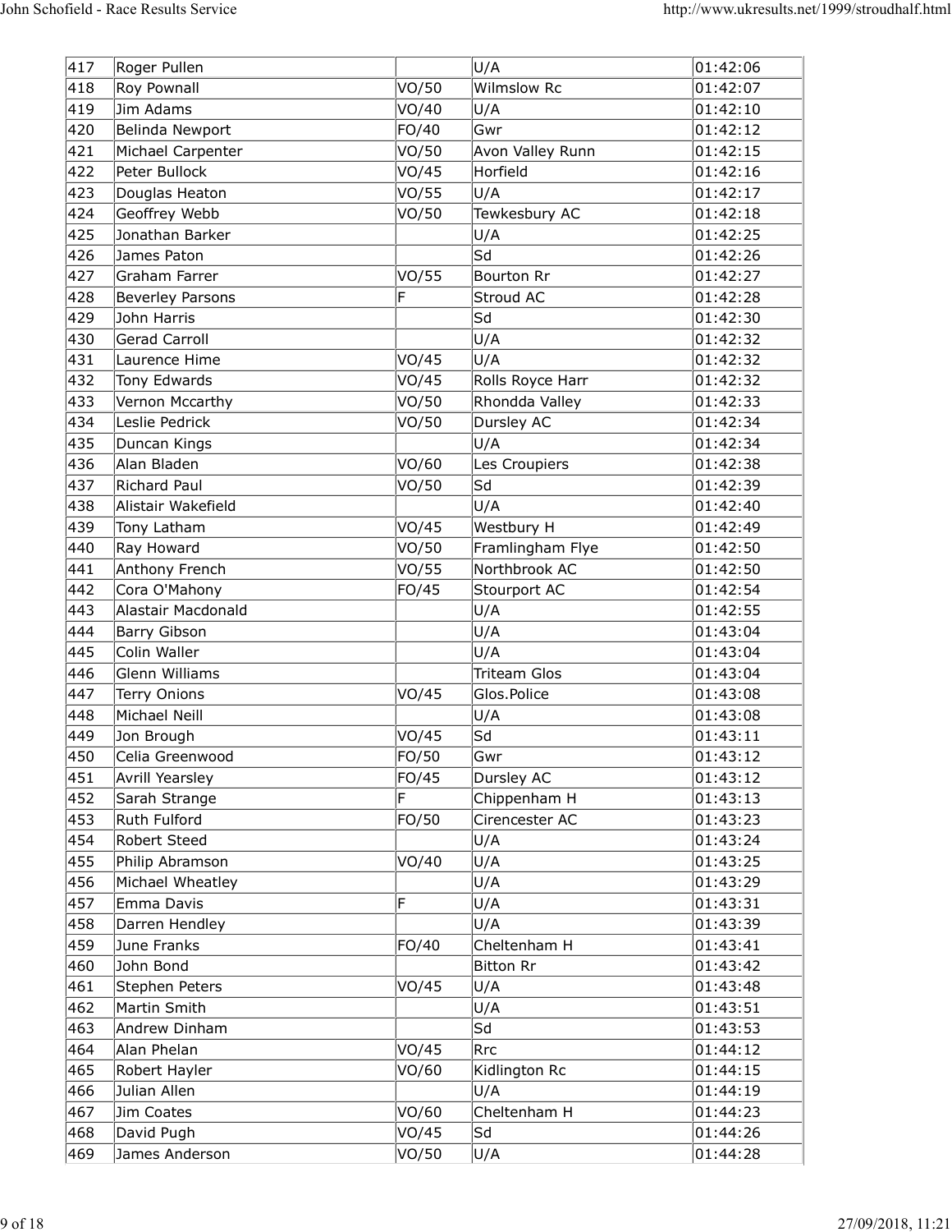| | | | | |
|---|---|---|---|---|
| 417 | Roger Pullen | | U/A | 01:42:06 |
| 418 | Roy Pownall | VO/50 | Wilmslow Rc | 01:42:07 |
| 419 | Jim Adams | VO/40 | U/A | 01:42:10 |
| 420 | Belinda Newport | FO/40 | Gwr | 01:42:12 |
| 421 | Michael Carpenter | VO/50 | Avon Valley Runn | 01:42:15 |
| 422 | Peter Bullock | VO/45 | Horfield | 01:42:16 |
| 423 | Douglas Heaton | VO/55 | U/A | 01:42:17 |
| 424 | Geoffrey Webb | VO/50 | Tewkesbury AC | 01:42:18 |
| 425 | Jonathan Barker | | U/A | 01:42:25 |
| 426 | James Paton | | Sd | 01:42:26 |
| 427 | Graham Farrer | VO/55 | Bourton Rr | 01:42:27 |
| 428 | Beverley Parsons | F | Stroud AC | 01:42:28 |
| 429 | John Harris | | Sd | 01:42:30 |
| 430 | Gerad Carroll | | U/A | 01:42:32 |
| 431 | Laurence Hime | VO/45 | U/A | 01:42:32 |
| 432 | Tony Edwards | VO/45 | Rolls Royce Harr | 01:42:32 |
| 433 | Vernon Mccarthy | VO/50 | Rhondda Valley | 01:42:33 |
| 434 | Leslie Pedrick | VO/50 | Dursley AC | 01:42:34 |
| 435 | Duncan Kings | | U/A | 01:42:34 |
| 436 | Alan Bladen | VO/60 | Les Croupiers | 01:42:38 |
| 437 | Richard Paul | VO/50 | Sd | 01:42:39 |
| 438 | Alistair Wakefield | | U/A | 01:42:40 |
| 439 | Tony Latham | VO/45 | Westbury H | 01:42:49 |
| 440 | Ray Howard | VO/50 | Framlingham Flye | 01:42:50 |
| 441 | Anthony French | VO/55 | Northbrook AC | 01:42:50 |
| 442 | Cora O'Mahony | FO/45 | Stourport AC | 01:42:54 |
| 443 | Alastair Macdonald | | U/A | 01:42:55 |
| 444 | Barry Gibson | | U/A | 01:43:04 |
| 445 | Colin Waller | | U/A | 01:43:04 |
| 446 | Glenn Williams | | Triteam Glos | 01:43:04 |
| 447 | Terry Onions | VO/45 | Glos.Police | 01:43:08 |
| 448 | Michael Neill | | U/A | 01:43:08 |
| 449 | Jon Brough | VO/45 | Sd | 01:43:11 |
| 450 | Celia Greenwood | FO/50 | Gwr | 01:43:12 |
| 451 | Avrill Yearsley | FO/45 | Dursley AC | 01:43:12 |
| 452 | Sarah Strange | F | Chippenham H | 01:43:13 |
| 453 | Ruth Fulford | FO/50 | Cirencester AC | 01:43:23 |
| 454 | Robert Steed | | U/A | 01:43:24 |
| 455 | Philip Abramson | VO/40 | U/A | 01:43:25 |
| 456 | Michael Wheatley | | U/A | 01:43:29 |
| 457 | Emma Davis | F | U/A | 01:43:31 |
| 458 | Darren Hendley | | U/A | 01:43:39 |
| 459 | June Franks | FO/40 | Cheltenham H | 01:43:41 |
| 460 | John Bond | | Bitton Rr | 01:43:42 |
| 461 | Stephen Peters | VO/45 | U/A | 01:43:48 |
| 462 | Martin Smith | | U/A | 01:43:51 |
| 463 | Andrew Dinham | | Sd | 01:43:53 |
| 464 | Alan Phelan | VO/45 | Rrc | 01:44:12 |
| 465 | Robert Hayler | VO/60 | Kidlington Rc | 01:44:15 |
| 466 | Julian Allen | | U/A | 01:44:19 |
| 467 | Jim Coates | VO/60 | Cheltenham H | 01:44:23 |
| 468 | David Pugh | VO/45 | Sd | 01:44:26 |
| 469 | James Anderson | VO/50 | U/A | 01:44:28 |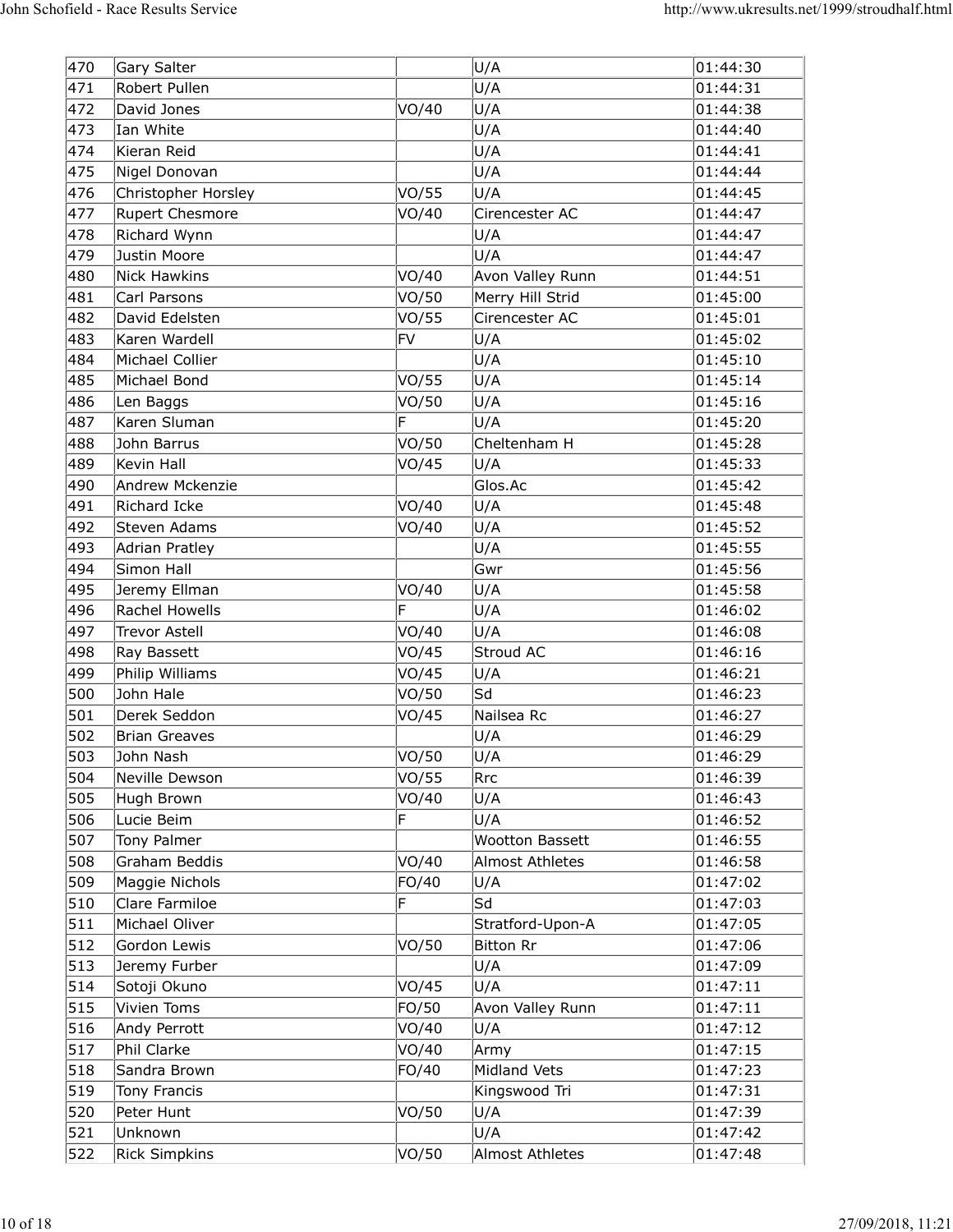| | | | | |
|---|---|---|---|---|
| 470 | Gary Salter | | U/A | 01:44:30 |
| 471 | Robert Pullen | | U/A | 01:44:31 |
| 472 | David Jones | VO/40 | U/A | 01:44:38 |
| 473 | Ian White | | U/A | 01:44:40 |
| 474 | Kieran Reid | | U/A | 01:44:41 |
| 475 | Nigel Donovan | | U/A | 01:44:44 |
| 476 | Christopher Horsley | VO/55 | U/A | 01:44:45 |
| 477 | Rupert Chesmore | VO/40 | Cirencester AC | 01:44:47 |
| 478 | Richard Wynn | | U/A | 01:44:47 |
| 479 | Justin Moore | | U/A | 01:44:47 |
| 480 | Nick Hawkins | VO/40 | Avon Valley Runn | 01:44:51 |
| 481 | Carl Parsons | VO/50 | Merry Hill Strid | 01:45:00 |
| 482 | David Edelsten | VO/55 | Cirencester AC | 01:45:01 |
| 483 | Karen Wardell | FV | U/A | 01:45:02 |
| 484 | Michael Collier | | U/A | 01:45:10 |
| 485 | Michael Bond | VO/55 | U/A | 01:45:14 |
| 486 | Len Baggs | VO/50 | U/A | 01:45:16 |
| 487 | Karen Sluman | F | U/A | 01:45:20 |
| 488 | John Barrus | VO/50 | Cheltenham H | 01:45:28 |
| 489 | Kevin Hall | VO/45 | U/A | 01:45:33 |
| 490 | Andrew Mckenzie | | Glos.Ac | 01:45:42 |
| 491 | Richard Icke | VO/40 | U/A | 01:45:48 |
| 492 | Steven Adams | VO/40 | U/A | 01:45:52 |
| 493 | Adrian Pratley | | U/A | 01:45:55 |
| 494 | Simon Hall | | Gwr | 01:45:56 |
| 495 | Jeremy Ellman | VO/40 | U/A | 01:45:58 |
| 496 | Rachel Howells | F | U/A | 01:46:02 |
| 497 | Trevor Astell | VO/40 | U/A | 01:46:08 |
| 498 | Ray Bassett | VO/45 | Stroud AC | 01:46:16 |
| 499 | Philip Williams | VO/45 | U/A | 01:46:21 |
| 500 | John Hale | VO/50 | Sd | 01:46:23 |
| 501 | Derek Seddon | VO/45 | Nailsea Rc | 01:46:27 |
| 502 | Brian Greaves | | U/A | 01:46:29 |
| 503 | John Nash | VO/50 | U/A | 01:46:29 |
| 504 | Neville Dewson | VO/55 | Rrc | 01:46:39 |
| 505 | Hugh Brown | VO/40 | U/A | 01:46:43 |
| 506 | Lucie Beim | F | U/A | 01:46:52 |
| 507 | Tony Palmer | | Wootton Bassett | 01:46:55 |
| 508 | Graham Beddis | VO/40 | Almost Athletes | 01:46:58 |
| 509 | Maggie Nichols | FO/40 | U/A | 01:47:02 |
| 510 | Clare Farmiloe | F | Sd | 01:47:03 |
| 511 | Michael Oliver | | Stratford-Upon-A | 01:47:05 |
| 512 | Gordon Lewis | VO/50 | Bitton Rr | 01:47:06 |
| 513 | Jeremy Furber | | U/A | 01:47:09 |
| 514 | Sotoji Okuno | VO/45 | U/A | 01:47:11 |
| 515 | Vivien Toms | FO/50 | Avon Valley Runn | 01:47:11 |
| 516 | Andy Perrott | VO/40 | U/A | 01:47:12 |
| 517 | Phil Clarke | VO/40 | Army | 01:47:15 |
| 518 | Sandra Brown | FO/40 | Midland Vets | 01:47:23 |
| 519 | Tony Francis | | Kingswood Tri | 01:47:31 |
| 520 | Peter Hunt | VO/50 | U/A | 01:47:39 |
| 521 | Unknown | | U/A | 01:47:42 |
| 522 | Rick Simpkins | VO/50 | Almost Athletes | 01:47:48 |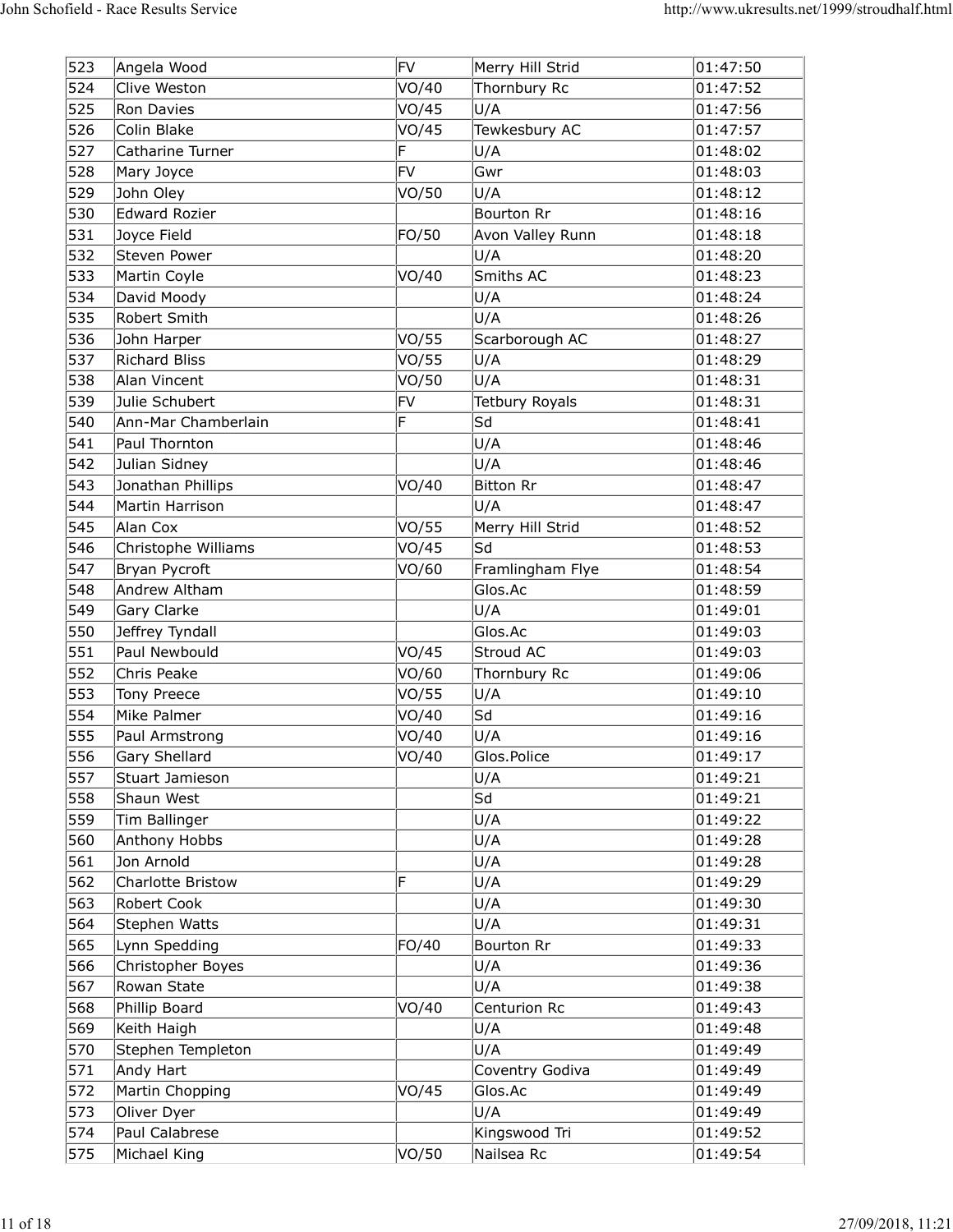| 523 | Angela Wood | FV | Merry Hill Strid | 01:47:50 |
|---|---|---|---|---|
| 524 | Clive Weston | VO/40 | Thornbury Rc | 01:47:52 |
| 525 | Ron Davies | VO/45 | U/A | 01:47:56 |
| 526 | Colin Blake | VO/45 | Tewkesbury AC | 01:47:57 |
| 527 | Catharine Turner | F | U/A | 01:48:02 |
| 528 | Mary Joyce | FV | Gwr | 01:48:03 |
| 529 | John Oley | VO/50 | U/A | 01:48:12 |
| 530 | Edward Rozier | | Bourton Rr | 01:48:16 |
| 531 | Joyce Field | FO/50 | Avon Valley Runn | 01:48:18 |
| 532 | Steven Power | | U/A | 01:48:20 |
| 533 | Martin Coyle | VO/40 | Smiths AC | 01:48:23 |
| 534 | David Moody | | U/A | 01:48:24 |
| 535 | Robert Smith | | U/A | 01:48:26 |
| 536 | John Harper | VO/55 | Scarborough AC | 01:48:27 |
| 537 | Richard Bliss | VO/55 | U/A | 01:48:29 |
| 538 | Alan Vincent | VO/50 | U/A | 01:48:31 |
| 539 | Julie Schubert | FV | Tetbury Royals | 01:48:31 |
| 540 | Ann-Mar Chamberlain | F | Sd | 01:48:41 |
| 541 | Paul Thornton | | U/A | 01:48:46 |
| 542 | Julian Sidney | | U/A | 01:48:46 |
| 543 | Jonathan Phillips | VO/40 | Bitton Rr | 01:48:47 |
| 544 | Martin Harrison | | U/A | 01:48:47 |
| 545 | Alan Cox | VO/55 | Merry Hill Strid | 01:48:52 |
| 546 | Christophe Williams | VO/45 | Sd | 01:48:53 |
| 547 | Bryan Pycroft | VO/60 | Framlingham Flye | 01:48:54 |
| 548 | Andrew Altham | | Glos.Ac | 01:48:59 |
| 549 | Gary Clarke | | U/A | 01:49:01 |
| 550 | Jeffrey Tyndall | | Glos.Ac | 01:49:03 |
| 551 | Paul Newbould | VO/45 | Stroud AC | 01:49:03 |
| 552 | Chris Peake | VO/60 | Thornbury Rc | 01:49:06 |
| 553 | Tony Preece | VO/55 | U/A | 01:49:10 |
| 554 | Mike Palmer | VO/40 | Sd | 01:49:16 |
| 555 | Paul Armstrong | VO/40 | U/A | 01:49:16 |
| 556 | Gary Shellard | VO/40 | Glos.Police | 01:49:17 |
| 557 | Stuart Jamieson | | U/A | 01:49:21 |
| 558 | Shaun West | | Sd | 01:49:21 |
| 559 | Tim Ballinger | | U/A | 01:49:22 |
| 560 | Anthony Hobbs | | U/A | 01:49:28 |
| 561 | Jon Arnold | | U/A | 01:49:28 |
| 562 | Charlotte Bristow | F | U/A | 01:49:29 |
| 563 | Robert Cook | | U/A | 01:49:30 |
| 564 | Stephen Watts | | U/A | 01:49:31 |
| 565 | Lynn Spedding | FO/40 | Bourton Rr | 01:49:33 |
| 566 | Christopher Boyes | | U/A | 01:49:36 |
| 567 | Rowan State | | U/A | 01:49:38 |
| 568 | Phillip Board | VO/40 | Centurion Rc | 01:49:43 |
| 569 | Keith Haigh | | U/A | 01:49:48 |
| 570 | Stephen Templeton | | U/A | 01:49:49 |
| 571 | Andy Hart | | Coventry Godiva | 01:49:49 |
| 572 | Martin Chopping | VO/45 | Glos.Ac | 01:49:49 |
| 573 | Oliver Dyer | | U/A | 01:49:49 |
| 574 | Paul Calabrese | | Kingswood Tri | 01:49:52 |
| 575 | Michael King | VO/50 | Nailsea Rc | 01:49:54 |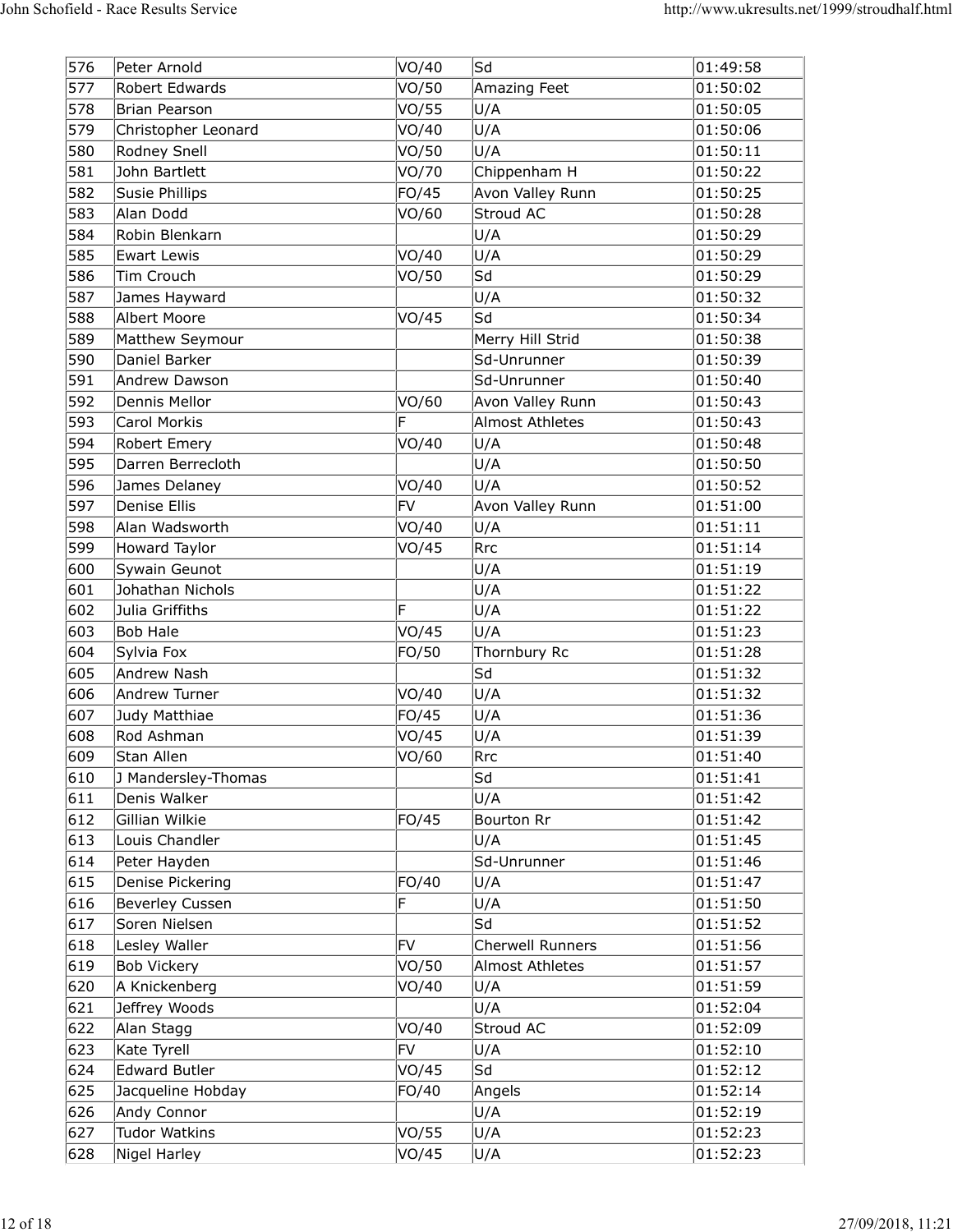| | | | | |
|---|---|---|---|---|
| 576 | Peter Arnold | VO/40 | Sd | 01:49:58 |
| 577 | Robert Edwards | VO/50 | Amazing Feet | 01:50:02 |
| 578 | Brian Pearson | VO/55 | U/A | 01:50:05 |
| 579 | Christopher Leonard | VO/40 | U/A | 01:50:06 |
| 580 | Rodney Snell | VO/50 | U/A | 01:50:11 |
| 581 | John Bartlett | VO/70 | Chippenham H | 01:50:22 |
| 582 | Susie Phillips | FO/45 | Avon Valley Runn | 01:50:25 |
| 583 | Alan Dodd | VO/60 | Stroud AC | 01:50:28 |
| 584 | Robin Blenkarn | | U/A | 01:50:29 |
| 585 | Ewart Lewis | VO/40 | U/A | 01:50:29 |
| 586 | Tim Crouch | VO/50 | Sd | 01:50:29 |
| 587 | James Hayward | | U/A | 01:50:32 |
| 588 | Albert Moore | VO/45 | Sd | 01:50:34 |
| 589 | Matthew Seymour | | Merry Hill Strid | 01:50:38 |
| 590 | Daniel Barker | | Sd-Unrunner | 01:50:39 |
| 591 | Andrew Dawson | | Sd-Unrunner | 01:50:40 |
| 592 | Dennis Mellor | VO/60 | Avon Valley Runn | 01:50:43 |
| 593 | Carol Morkis | F | Almost Athletes | 01:50:43 |
| 594 | Robert Emery | VO/40 | U/A | 01:50:48 |
| 595 | Darren Berrecloth | | U/A | 01:50:50 |
| 596 | James Delaney | VO/40 | U/A | 01:50:52 |
| 597 | Denise Ellis | FV | Avon Valley Runn | 01:51:00 |
| 598 | Alan Wadsworth | VO/40 | U/A | 01:51:11 |
| 599 | Howard Taylor | VO/45 | Rrc | 01:51:14 |
| 600 | Sywain Geunot | | U/A | 01:51:19 |
| 601 | Johathan Nichols | | U/A | 01:51:22 |
| 602 | Julia Griffiths | F | U/A | 01:51:22 |
| 603 | Bob Hale | VO/45 | U/A | 01:51:23 |
| 604 | Sylvia Fox | FO/50 | Thornbury Rc | 01:51:28 |
| 605 | Andrew Nash | | Sd | 01:51:32 |
| 606 | Andrew Turner | VO/40 | U/A | 01:51:32 |
| 607 | Judy Matthiae | FO/45 | U/A | 01:51:36 |
| 608 | Rod Ashman | VO/45 | U/A | 01:51:39 |
| 609 | Stan Allen | VO/60 | Rrc | 01:51:40 |
| 610 | J Mandersley-Thomas | | Sd | 01:51:41 |
| 611 | Denis Walker | | U/A | 01:51:42 |
| 612 | Gillian Wilkie | FO/45 | Bourton Rr | 01:51:42 |
| 613 | Louis Chandler | | U/A | 01:51:45 |
| 614 | Peter Hayden | | Sd-Unrunner | 01:51:46 |
| 615 | Denise Pickering | FO/40 | U/A | 01:51:47 |
| 616 | Beverley Cussen | F | U/A | 01:51:50 |
| 617 | Soren Nielsen | | Sd | 01:51:52 |
| 618 | Lesley Waller | FV | Cherwell Runners | 01:51:56 |
| 619 | Bob Vickery | VO/50 | Almost Athletes | 01:51:57 |
| 620 | A Knickenberg | VO/40 | U/A | 01:51:59 |
| 621 | Jeffrey Woods | | U/A | 01:52:04 |
| 622 | Alan Stagg | VO/40 | Stroud AC | 01:52:09 |
| 623 | Kate Tyrell | FV | U/A | 01:52:10 |
| 624 | Edward Butler | VO/45 | Sd | 01:52:12 |
| 625 | Jacqueline Hobday | FO/40 | Angels | 01:52:14 |
| 626 | Andy Connor | | U/A | 01:52:19 |
| 627 | Tudor Watkins | VO/55 | U/A | 01:52:23 |
| 628 | Nigel Harley | VO/45 | U/A | 01:52:23 |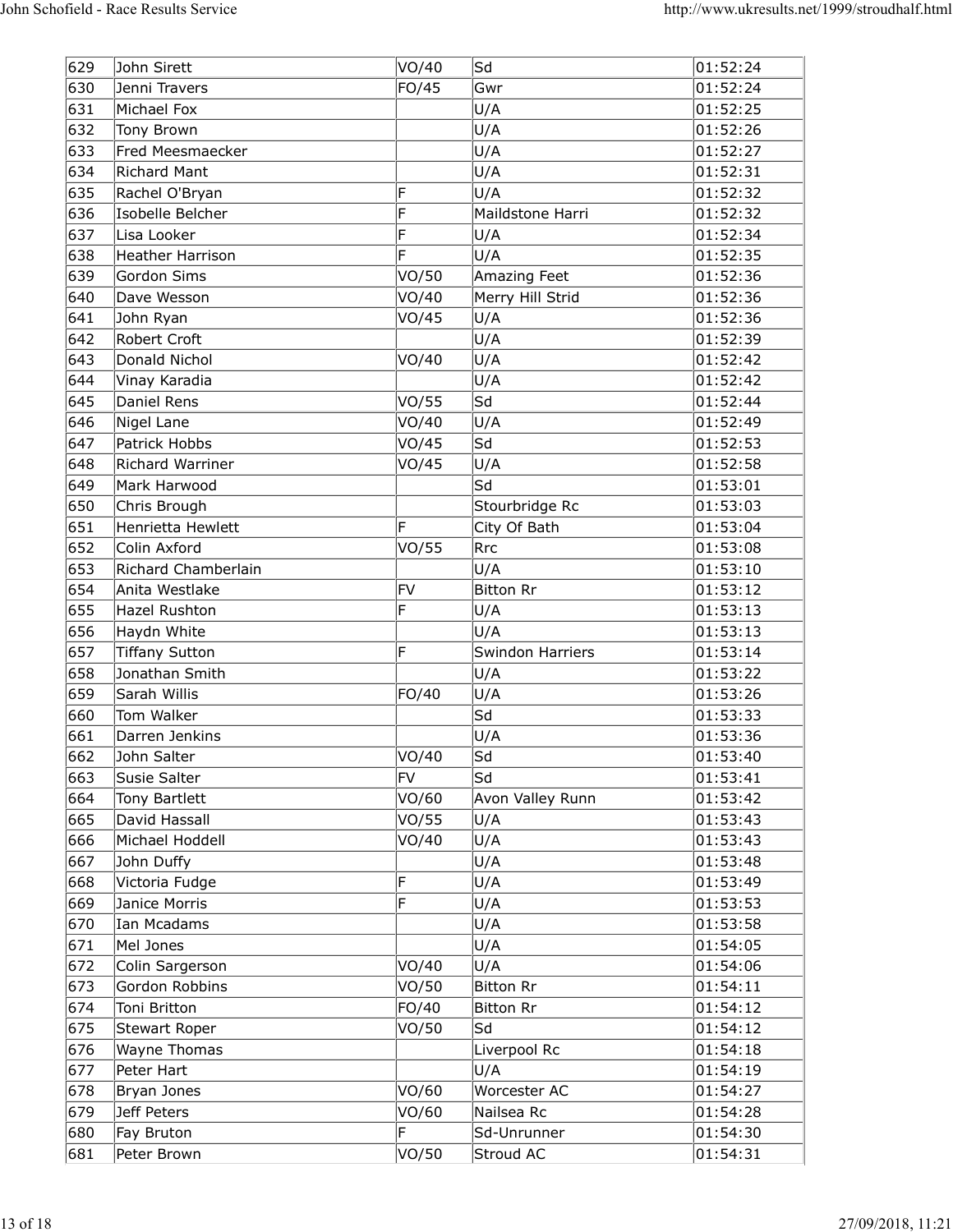| | | | | |
|---|---|---|---|---|
| 629 | John Sirett | VO/40 | Sd | 01:52:24 |
| 630 | Jenni Travers | FO/45 | Gwr | 01:52:24 |
| 631 | Michael Fox | | U/A | 01:52:25 |
| 632 | Tony Brown | | U/A | 01:52:26 |
| 633 | Fred Meesmaecker | | U/A | 01:52:27 |
| 634 | Richard Mant | | U/A | 01:52:31 |
| 635 | Rachel O'Bryan | F | U/A | 01:52:32 |
| 636 | Isobelle Belcher | F | Maildstone Harri | 01:52:32 |
| 637 | Lisa Looker | F | U/A | 01:52:34 |
| 638 | Heather Harrison | F | U/A | 01:52:35 |
| 639 | Gordon Sims | VO/50 | Amazing Feet | 01:52:36 |
| 640 | Dave Wesson | VO/40 | Merry Hill Strid | 01:52:36 |
| 641 | John Ryan | VO/45 | U/A | 01:52:36 |
| 642 | Robert Croft | | U/A | 01:52:39 |
| 643 | Donald Nichol | VO/40 | U/A | 01:52:42 |
| 644 | Vinay Karadia | | U/A | 01:52:42 |
| 645 | Daniel Rens | VO/55 | Sd | 01:52:44 |
| 646 | Nigel Lane | VO/40 | U/A | 01:52:49 |
| 647 | Patrick Hobbs | VO/45 | Sd | 01:52:53 |
| 648 | Richard Warriner | VO/45 | U/A | 01:52:58 |
| 649 | Mark Harwood | | Sd | 01:53:01 |
| 650 | Chris Brough | | Stourbridge Rc | 01:53:03 |
| 651 | Henrietta Hewlett | F | City Of Bath | 01:53:04 |
| 652 | Colin Axford | VO/55 | Rrc | 01:53:08 |
| 653 | Richard Chamberlain | | U/A | 01:53:10 |
| 654 | Anita Westlake | FV | Bitton Rr | 01:53:12 |
| 655 | Hazel Rushton | F | U/A | 01:53:13 |
| 656 | Haydn White | | U/A | 01:53:13 |
| 657 | Tiffany Sutton | F | Swindon Harriers | 01:53:14 |
| 658 | Jonathan Smith | | U/A | 01:53:22 |
| 659 | Sarah Willis | FO/40 | U/A | 01:53:26 |
| 660 | Tom Walker | | Sd | 01:53:33 |
| 661 | Darren Jenkins | | U/A | 01:53:36 |
| 662 | John Salter | VO/40 | Sd | 01:53:40 |
| 663 | Susie Salter | FV | Sd | 01:53:41 |
| 664 | Tony Bartlett | VO/60 | Avon Valley Runn | 01:53:42 |
| 665 | David Hassall | VO/55 | U/A | 01:53:43 |
| 666 | Michael Hoddell | VO/40 | U/A | 01:53:43 |
| 667 | John Duffy | | U/A | 01:53:48 |
| 668 | Victoria Fudge | F | U/A | 01:53:49 |
| 669 | Janice Morris | F | U/A | 01:53:53 |
| 670 | Ian Mcadams | | U/A | 01:53:58 |
| 671 | Mel Jones | | U/A | 01:54:05 |
| 672 | Colin Sargerson | VO/40 | U/A | 01:54:06 |
| 673 | Gordon Robbins | VO/50 | Bitton Rr | 01:54:11 |
| 674 | Toni Britton | FO/40 | Bitton Rr | 01:54:12 |
| 675 | Stewart Roper | VO/50 | Sd | 01:54:12 |
| 676 | Wayne Thomas | | Liverpool Rc | 01:54:18 |
| 677 | Peter Hart | | U/A | 01:54:19 |
| 678 | Bryan Jones | VO/60 | Worcester AC | 01:54:27 |
| 679 | Jeff Peters | VO/60 | Nailsea Rc | 01:54:28 |
| 680 | Fay Bruton | F | Sd-Unrunner | 01:54:30 |
| 681 | Peter Brown | VO/50 | Stroud AC | 01:54:31 |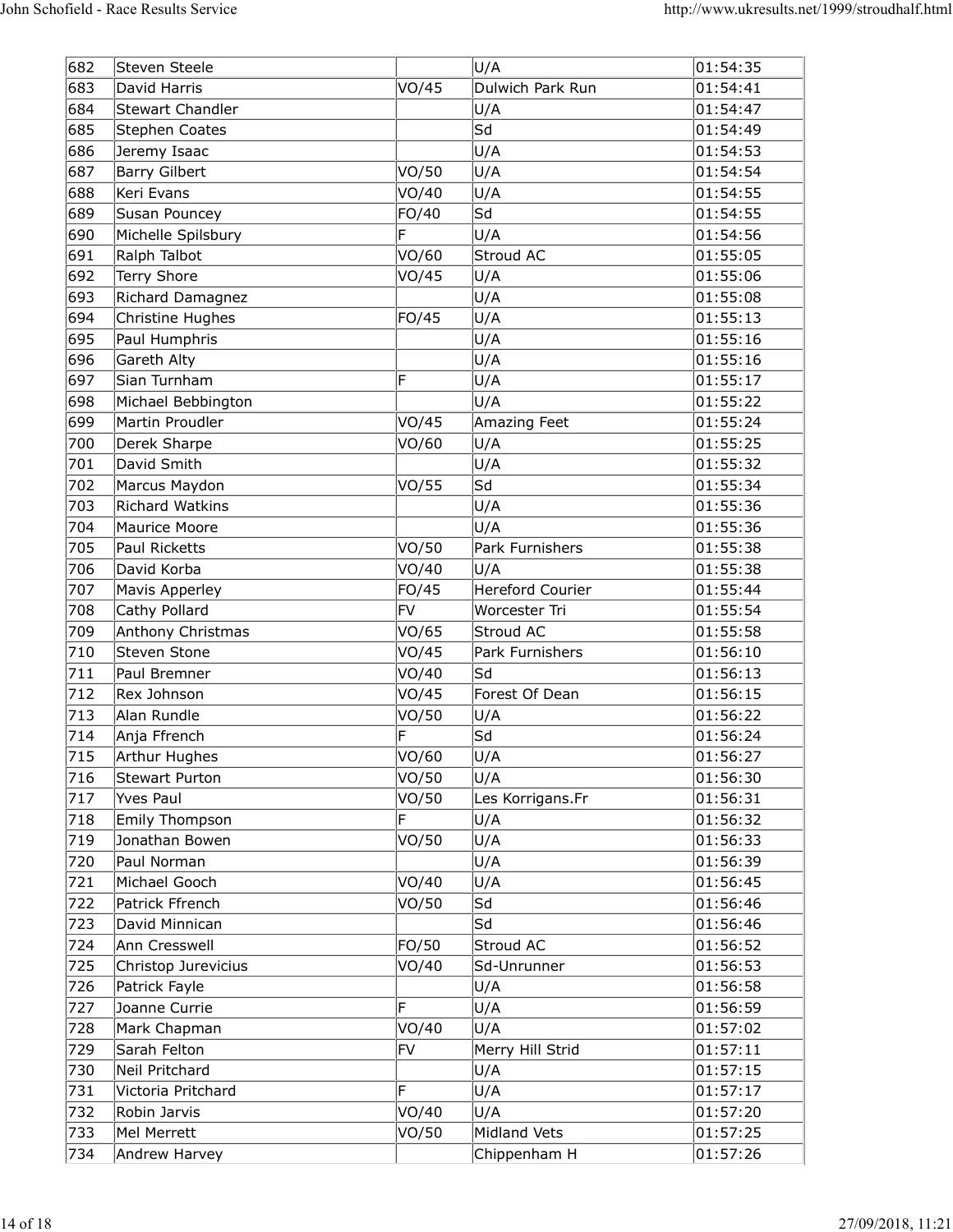| | | | | |
|---|---|---|---|---|
| 682 | Steven Steele | | U/A | 01:54:35 |
| 683 | David Harris | VO/45 | Dulwich Park Run | 01:54:41 |
| 684 | Stewart Chandler | | U/A | 01:54:47 |
| 685 | Stephen Coates | | Sd | 01:54:49 |
| 686 | Jeremy Isaac | | U/A | 01:54:53 |
| 687 | Barry Gilbert | VO/50 | U/A | 01:54:54 |
| 688 | Keri Evans | VO/40 | U/A | 01:54:55 |
| 689 | Susan Pouncey | FO/40 | Sd | 01:54:55 |
| 690 | Michelle Spilsbury | F | U/A | 01:54:56 |
| 691 | Ralph Talbot | VO/60 | Stroud AC | 01:55:05 |
| 692 | Terry Shore | VO/45 | U/A | 01:55:06 |
| 693 | Richard Damagnez | | U/A | 01:55:08 |
| 694 | Christine Hughes | FO/45 | U/A | 01:55:13 |
| 695 | Paul Humphris | | U/A | 01:55:16 |
| 696 | Gareth Alty | | U/A | 01:55:16 |
| 697 | Sian Turnham | F | U/A | 01:55:17 |
| 698 | Michael Bebbington | | U/A | 01:55:22 |
| 699 | Martin Proudler | VO/45 | Amazing Feet | 01:55:24 |
| 700 | Derek Sharpe | VO/60 | U/A | 01:55:25 |
| 701 | David Smith | | U/A | 01:55:32 |
| 702 | Marcus Maydon | VO/55 | Sd | 01:55:34 |
| 703 | Richard Watkins | | U/A | 01:55:36 |
| 704 | Maurice Moore | | U/A | 01:55:36 |
| 705 | Paul Ricketts | VO/50 | Park Furnishers | 01:55:38 |
| 706 | David Korba | VO/40 | U/A | 01:55:38 |
| 707 | Mavis Apperley | FO/45 | Hereford Courier | 01:55:44 |
| 708 | Cathy Pollard | FV | Worcester Tri | 01:55:54 |
| 709 | Anthony Christmas | VO/65 | Stroud AC | 01:55:58 |
| 710 | Steven Stone | VO/45 | Park Furnishers | 01:56:10 |
| 711 | Paul Bremner | VO/40 | Sd | 01:56:13 |
| 712 | Rex Johnson | VO/45 | Forest Of Dean | 01:56:15 |
| 713 | Alan Rundle | VO/50 | U/A | 01:56:22 |
| 714 | Anja Ffrench | F | Sd | 01:56:24 |
| 715 | Arthur Hughes | VO/60 | U/A | 01:56:27 |
| 716 | Stewart Purton | VO/50 | U/A | 01:56:30 |
| 717 | Yves Paul | VO/50 | Les Korrigans.Fr | 01:56:31 |
| 718 | Emily Thompson | F | U/A | 01:56:32 |
| 719 | Jonathan Bowen | VO/50 | U/A | 01:56:33 |
| 720 | Paul Norman | | U/A | 01:56:39 |
| 721 | Michael Gooch | VO/40 | U/A | 01:56:45 |
| 722 | Patrick Ffrench | VO/50 | Sd | 01:56:46 |
| 723 | David Minnican | | Sd | 01:56:46 |
| 724 | Ann Cresswell | FO/50 | Stroud AC | 01:56:52 |
| 725 | Christop Jurevicius | VO/40 | Sd-Unrunner | 01:56:53 |
| 726 | Patrick Fayle | | U/A | 01:56:58 |
| 727 | Joanne Currie | F | U/A | 01:56:59 |
| 728 | Mark Chapman | VO/40 | U/A | 01:57:02 |
| 729 | Sarah Felton | FV | Merry Hill Strid | 01:57:11 |
| 730 | Neil Pritchard | | U/A | 01:57:15 |
| 731 | Victoria Pritchard | F | U/A | 01:57:17 |
| 732 | Robin Jarvis | VO/40 | U/A | 01:57:20 |
| 733 | Mel Merrett | VO/50 | Midland Vets | 01:57:25 |
| 734 | Andrew Harvey | | Chippenham H | 01:57:26 |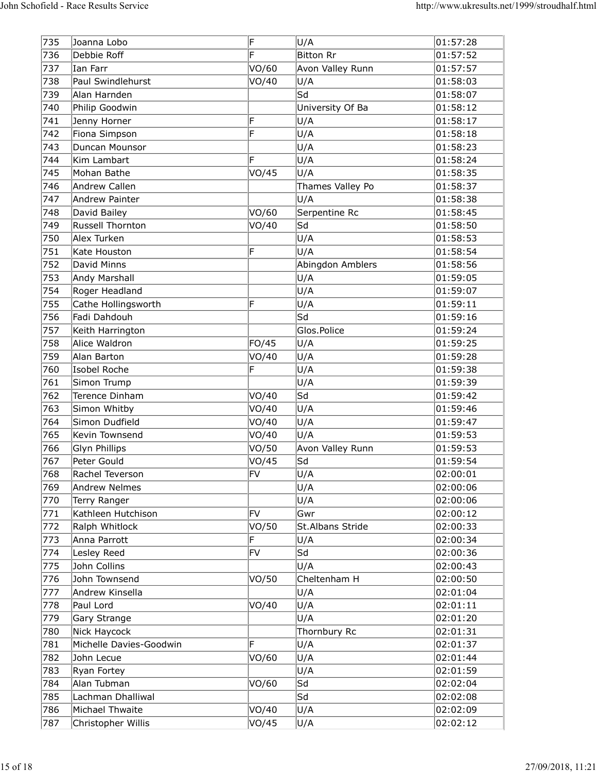| | | | | |
|---|---|---|---|---|
| 735 | Joanna Lobo | F | U/A | 01:57:28 |
| 736 | Debbie Roff | F | Bitton Rr | 01:57:52 |
| 737 | Ian Farr | VO/60 | Avon Valley Runn | 01:57:57 |
| 738 | Paul Swindlehurst | VO/40 | U/A | 01:58:03 |
| 739 | Alan Harnden | | Sd | 01:58:07 |
| 740 | Philip Goodwin | | University Of Ba | 01:58:12 |
| 741 | Jenny Horner | F | U/A | 01:58:17 |
| 742 | Fiona Simpson | F | U/A | 01:58:18 |
| 743 | Duncan Mounsor | | U/A | 01:58:23 |
| 744 | Kim Lambart | F | U/A | 01:58:24 |
| 745 | Mohan Bathe | VO/45 | U/A | 01:58:35 |
| 746 | Andrew Callen | | Thames Valley Po | 01:58:37 |
| 747 | Andrew Painter | | U/A | 01:58:38 |
| 748 | David Bailey | VO/60 | Serpentine Rc | 01:58:45 |
| 749 | Russell Thornton | VO/40 | Sd | 01:58:50 |
| 750 | Alex Turken | | U/A | 01:58:53 |
| 751 | Kate Houston | F | U/A | 01:58:54 |
| 752 | David Minns | | Abingdon Amblers | 01:58:56 |
| 753 | Andy Marshall | | U/A | 01:59:05 |
| 754 | Roger Headland | | U/A | 01:59:07 |
| 755 | Cathe Hollingsworth | F | U/A | 01:59:11 |
| 756 | Fadi Dahdouh | | Sd | 01:59:16 |
| 757 | Keith Harrington | | Glos.Police | 01:59:24 |
| 758 | Alice Waldron | FO/45 | U/A | 01:59:25 |
| 759 | Alan Barton | VO/40 | U/A | 01:59:28 |
| 760 | Isobel Roche | F | U/A | 01:59:38 |
| 761 | Simon Trump | | U/A | 01:59:39 |
| 762 | Terence Dinham | VO/40 | Sd | 01:59:42 |
| 763 | Simon Whitby | VO/40 | U/A | 01:59:46 |
| 764 | Simon Dudfield | VO/40 | U/A | 01:59:47 |
| 765 | Kevin Townsend | VO/40 | U/A | 01:59:53 |
| 766 | Glyn Phillips | VO/50 | Avon Valley Runn | 01:59:53 |
| 767 | Peter Gould | VO/45 | Sd | 01:59:54 |
| 768 | Rachel Teverson | FV | U/A | 02:00:01 |
| 769 | Andrew Nelmes | | U/A | 02:00:06 |
| 770 | Terry Ranger | | U/A | 02:00:06 |
| 771 | Kathleen Hutchison | FV | Gwr | 02:00:12 |
| 772 | Ralph Whitlock | VO/50 | St.Albans Stride | 02:00:33 |
| 773 | Anna Parrott | F | U/A | 02:00:34 |
| 774 | Lesley Reed | FV | Sd | 02:00:36 |
| 775 | John Collins | | U/A | 02:00:43 |
| 776 | John Townsend | VO/50 | Cheltenham H | 02:00:50 |
| 777 | Andrew Kinsella | | U/A | 02:01:04 |
| 778 | Paul Lord | VO/40 | U/A | 02:01:11 |
| 779 | Gary Strange | | U/A | 02:01:20 |
| 780 | Nick Haycock | | Thornbury Rc | 02:01:31 |
| 781 | Michelle Davies-Goodwin | F | U/A | 02:01:37 |
| 782 | John Lecue | VO/60 | U/A | 02:01:44 |
| 783 | Ryan Fortey | | U/A | 02:01:59 |
| 784 | Alan Tubman | VO/60 | Sd | 02:02:04 |
| 785 | Lachman Dhalliwal | | Sd | 02:02:08 |
| 786 | Michael Thwaite | VO/40 | U/A | 02:02:09 |
| 787 | Christopher Willis | VO/45 | U/A | 02:02:12 |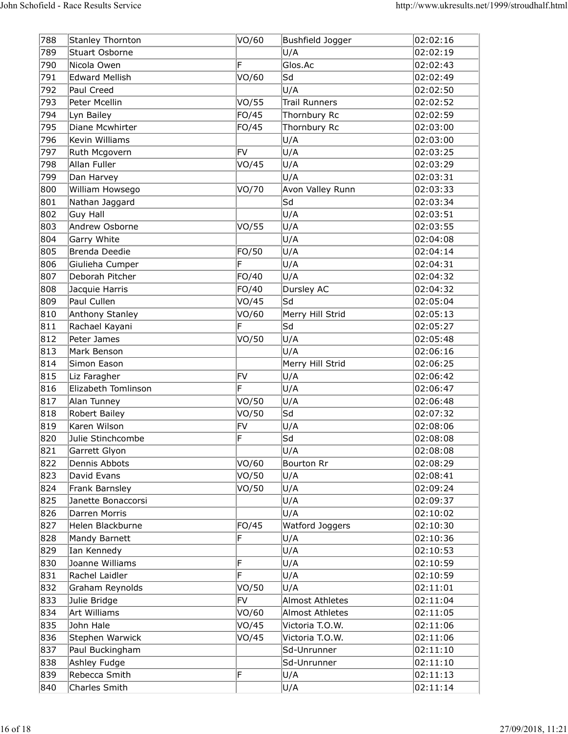| | | | | |
|---|---|---|---|---|
| 788 | Stanley Thornton | VO/60 | Bushfield Jogger | 02:02:16 |
| 789 | Stuart Osborne | | U/A | 02:02:19 |
| 790 | Nicola Owen | F | Glos.Ac | 02:02:43 |
| 791 | Edward Mellish | VO/60 | Sd | 02:02:49 |
| 792 | Paul Creed | | U/A | 02:02:50 |
| 793 | Peter Mcellin | VO/55 | Trail Runners | 02:02:52 |
| 794 | Lyn Bailey | FO/45 | Thornbury Rc | 02:02:59 |
| 795 | Diane Mcwhirter | FO/45 | Thornbury Rc | 02:03:00 |
| 796 | Kevin Williams | | U/A | 02:03:00 |
| 797 | Ruth Mcgovern | FV | U/A | 02:03:25 |
| 798 | Allan Fuller | VO/45 | U/A | 02:03:29 |
| 799 | Dan Harvey | | U/A | 02:03:31 |
| 800 | William Howsego | VO/70 | Avon Valley Runn | 02:03:33 |
| 801 | Nathan Jaggard | | Sd | 02:03:34 |
| 802 | Guy Hall | | U/A | 02:03:51 |
| 803 | Andrew Osborne | VO/55 | U/A | 02:03:55 |
| 804 | Garry White | | U/A | 02:04:08 |
| 805 | Brenda Deedie | FO/50 | U/A | 02:04:14 |
| 806 | Giulieha Cumper | F | U/A | 02:04:31 |
| 807 | Deborah Pitcher | FO/40 | U/A | 02:04:32 |
| 808 | Jacquie Harris | FO/40 | Dursley AC | 02:04:32 |
| 809 | Paul Cullen | VO/45 | Sd | 02:05:04 |
| 810 | Anthony Stanley | VO/60 | Merry Hill Strid | 02:05:13 |
| 811 | Rachael Kayani | F | Sd | 02:05:27 |
| 812 | Peter James | VO/50 | U/A | 02:05:48 |
| 813 | Mark Benson | | U/A | 02:06:16 |
| 814 | Simon Eason | | Merry Hill Strid | 02:06:25 |
| 815 | Liz Faragher | FV | U/A | 02:06:42 |
| 816 | Elizabeth Tomlinson | F | U/A | 02:06:47 |
| 817 | Alan Tunney | VO/50 | U/A | 02:06:48 |
| 818 | Robert Bailey | VO/50 | Sd | 02:07:32 |
| 819 | Karen Wilson | FV | U/A | 02:08:06 |
| 820 | Julie Stinchcombe | F | Sd | 02:08:08 |
| 821 | Garrett Glyon | | U/A | 02:08:08 |
| 822 | Dennis Abbots | VO/60 | Bourton Rr | 02:08:29 |
| 823 | David Evans | VO/50 | U/A | 02:08:41 |
| 824 | Frank Barnsley | VO/50 | U/A | 02:09:24 |
| 825 | Janette Bonaccorsi | | U/A | 02:09:37 |
| 826 | Darren Morris | | U/A | 02:10:02 |
| 827 | Helen Blackburne | FO/45 | Watford Joggers | 02:10:30 |
| 828 | Mandy Barnett | F | U/A | 02:10:36 |
| 829 | Ian Kennedy | | U/A | 02:10:53 |
| 830 | Joanne Williams | F | U/A | 02:10:59 |
| 831 | Rachel Laidler | F | U/A | 02:10:59 |
| 832 | Graham Reynolds | VO/50 | U/A | 02:11:01 |
| 833 | Julie Bridge | FV | Almost Athletes | 02:11:04 |
| 834 | Art Williams | VO/60 | Almost Athletes | 02:11:05 |
| 835 | John Hale | VO/45 | Victoria T.O.W. | 02:11:06 |
| 836 | Stephen Warwick | VO/45 | Victoria T.O.W. | 02:11:06 |
| 837 | Paul Buckingham | | Sd-Unrunner | 02:11:10 |
| 838 | Ashley Fudge | | Sd-Unrunner | 02:11:10 |
| 839 | Rebecca Smith | F | U/A | 02:11:13 |
| 840 | Charles Smith | | U/A | 02:11:14 |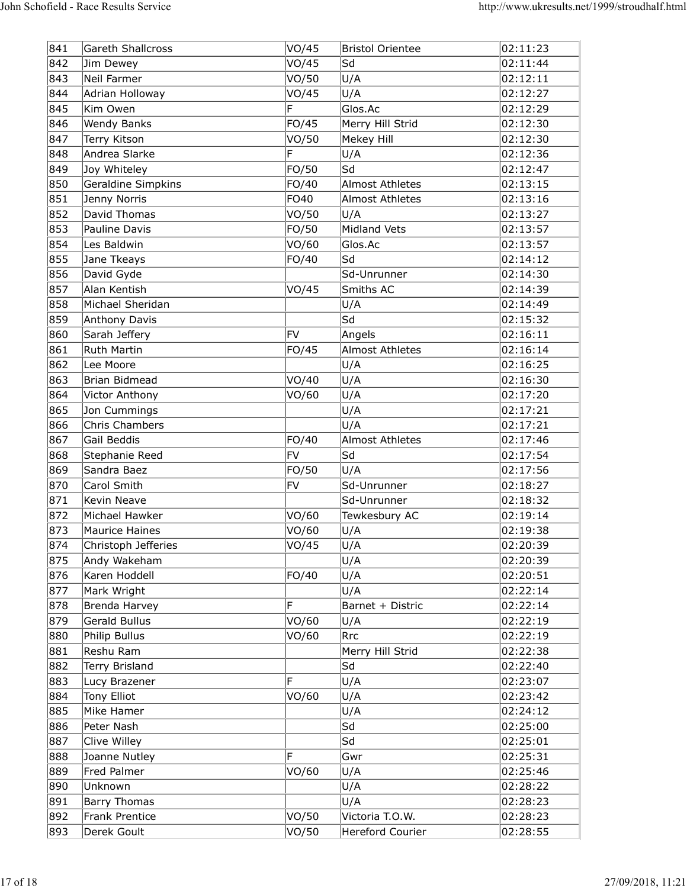| 841 | Gareth Shallcross | VO/45 | Bristol Orientee | 02:11:23 |
|---|---|---|---|---|
| 842 | Jim Dewey | VO/45 | Sd | 02:11:44 |
| 843 | Neil Farmer | VO/50 | U/A | 02:12:11 |
| 844 | Adrian Holloway | VO/45 | U/A | 02:12:27 |
| 845 | Kim Owen | F | Glos.Ac | 02:12:29 |
| 846 | Wendy Banks | FO/45 | Merry Hill Strid | 02:12:30 |
| 847 | Terry Kitson | VO/50 | Mekey Hill | 02:12:30 |
| 848 | Andrea Slarke | F | U/A | 02:12:36 |
| 849 | Joy Whiteley | FO/50 | Sd | 02:12:47 |
| 850 | Geraldine Simpkins | FO/40 | Almost Athletes | 02:13:15 |
| 851 | Jenny Norris | FO40 | Almost Athletes | 02:13:16 |
| 852 | David Thomas | VO/50 | U/A | 02:13:27 |
| 853 | Pauline Davis | FO/50 | Midland Vets | 02:13:57 |
| 854 | Les Baldwin | VO/60 | Glos.Ac | 02:13:57 |
| 855 | Jane Tkeays | FO/40 | Sd | 02:14:12 |
| 856 | David Gyde | | Sd-Unrunner | 02:14:30 |
| 857 | Alan Kentish | VO/45 | Smiths AC | 02:14:39 |
| 858 | Michael Sheridan | | U/A | 02:14:49 |
| 859 | Anthony Davis | | Sd | 02:15:32 |
| 860 | Sarah Jeffery | FV | Angels | 02:16:11 |
| 861 | Ruth Martin | FO/45 | Almost Athletes | 02:16:14 |
| 862 | Lee Moore | | U/A | 02:16:25 |
| 863 | Brian Bidmead | VO/40 | U/A | 02:16:30 |
| 864 | Victor Anthony | VO/60 | U/A | 02:17:20 |
| 865 | Jon Cummings | | U/A | 02:17:21 |
| 866 | Chris Chambers | | U/A | 02:17:21 |
| 867 | Gail Beddis | FO/40 | Almost Athletes | 02:17:46 |
| 868 | Stephanie Reed | FV | Sd | 02:17:54 |
| 869 | Sandra Baez | FO/50 | U/A | 02:17:56 |
| 870 | Carol Smith | FV | Sd-Unrunner | 02:18:27 |
| 871 | Kevin Neave | | Sd-Unrunner | 02:18:32 |
| 872 | Michael Hawker | VO/60 | Tewkesbury AC | 02:19:14 |
| 873 | Maurice Haines | VO/60 | U/A | 02:19:38 |
| 874 | Christoph Jefferies | VO/45 | U/A | 02:20:39 |
| 875 | Andy Wakeham | | U/A | 02:20:39 |
| 876 | Karen Hoddell | FO/40 | U/A | 02:20:51 |
| 877 | Mark Wright | | U/A | 02:22:14 |
| 878 | Brenda Harvey | F | Barnet + Distric | 02:22:14 |
| 879 | Gerald Bullus | VO/60 | U/A | 02:22:19 |
| 880 | Philip Bullus | VO/60 | Rrc | 02:22:19 |
| 881 | Reshu Ram | | Merry Hill Strid | 02:22:38 |
| 882 | Terry Brisland | | Sd | 02:22:40 |
| 883 | Lucy Brazener | F | U/A | 02:23:07 |
| 884 | Tony Elliot | VO/60 | U/A | 02:23:42 |
| 885 | Mike Hamer | | U/A | 02:24:12 |
| 886 | Peter Nash | | Sd | 02:25:00 |
| 887 | Clive Willey | | Sd | 02:25:01 |
| 888 | Joanne Nutley | F | Gwr | 02:25:31 |
| 889 | Fred Palmer | VO/60 | U/A | 02:25:46 |
| 890 | Unknown | | U/A | 02:28:22 |
| 891 | Barry Thomas | | U/A | 02:28:23 |
| 892 | Frank Prentice | VO/50 | Victoria T.O.W. | 02:28:23 |
| 893 | Derek Goult | VO/50 | Hereford Courier | 02:28:55 |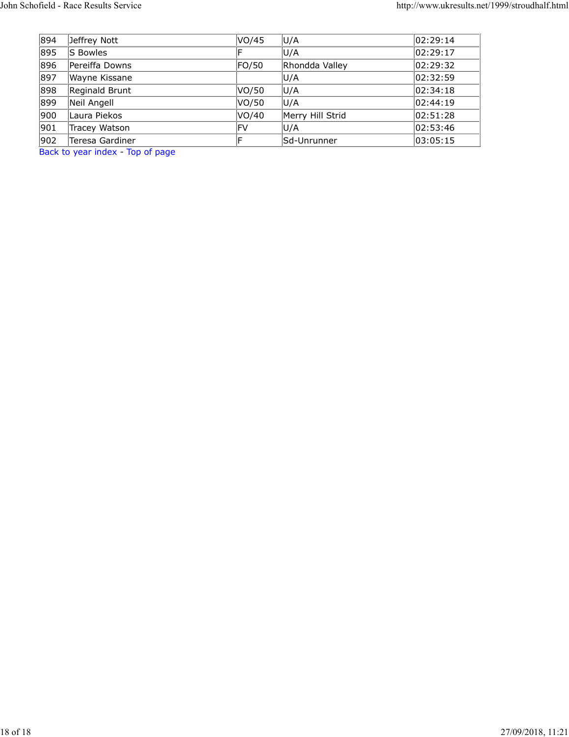| | | | | |
|---|---|---|---|---|
| 894 | Jeffrey Nott | VO/45 | U/A | 02:29:14 |
| 895 | S Bowles | F | U/A | 02:29:17 |
| 896 | Pereiffa Downs | FO/50 | Rhondda Valley | 02:29:32 |
| 897 | Wayne Kissane | | U/A | 02:32:59 |
| 898 | Reginald Brunt | VO/50 | U/A | 02:34:18 |
| 899 | Neil Angell | VO/50 | U/A | 02:44:19 |
| 900 | Laura Piekos | VO/40 | Merry Hill Strid | 02:51:28 |
| 901 | Tracey Watson | FV | U/A | 02:53:46 |
| 902 | Teresa Gardiner | F | Sd-Unrunner | 03:05:15 |

Back to year index - Top of page